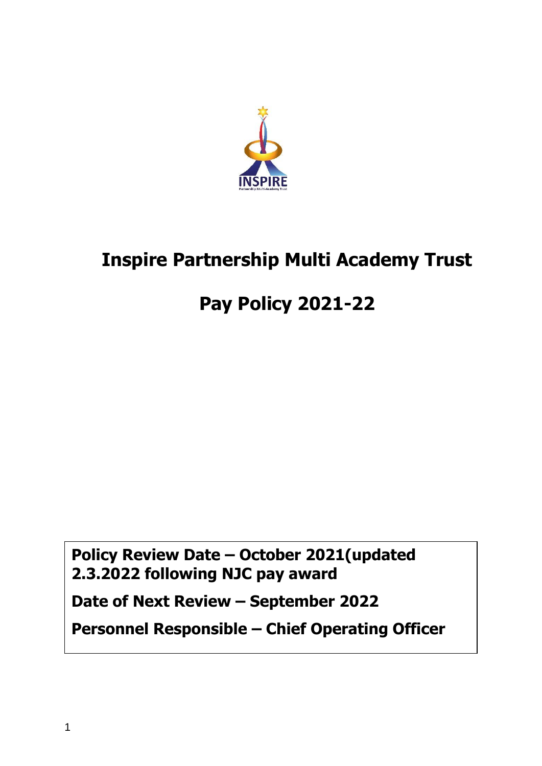# Inspire Partnership Multi Academy Trust

# Pay Policy 2021-22

**Policy Review Date – October 2021(updated 2.3.2022 following NJC pay award**

**Date of Next Review – September 2022**

**Personnel Responsible – Chief Operating Officer**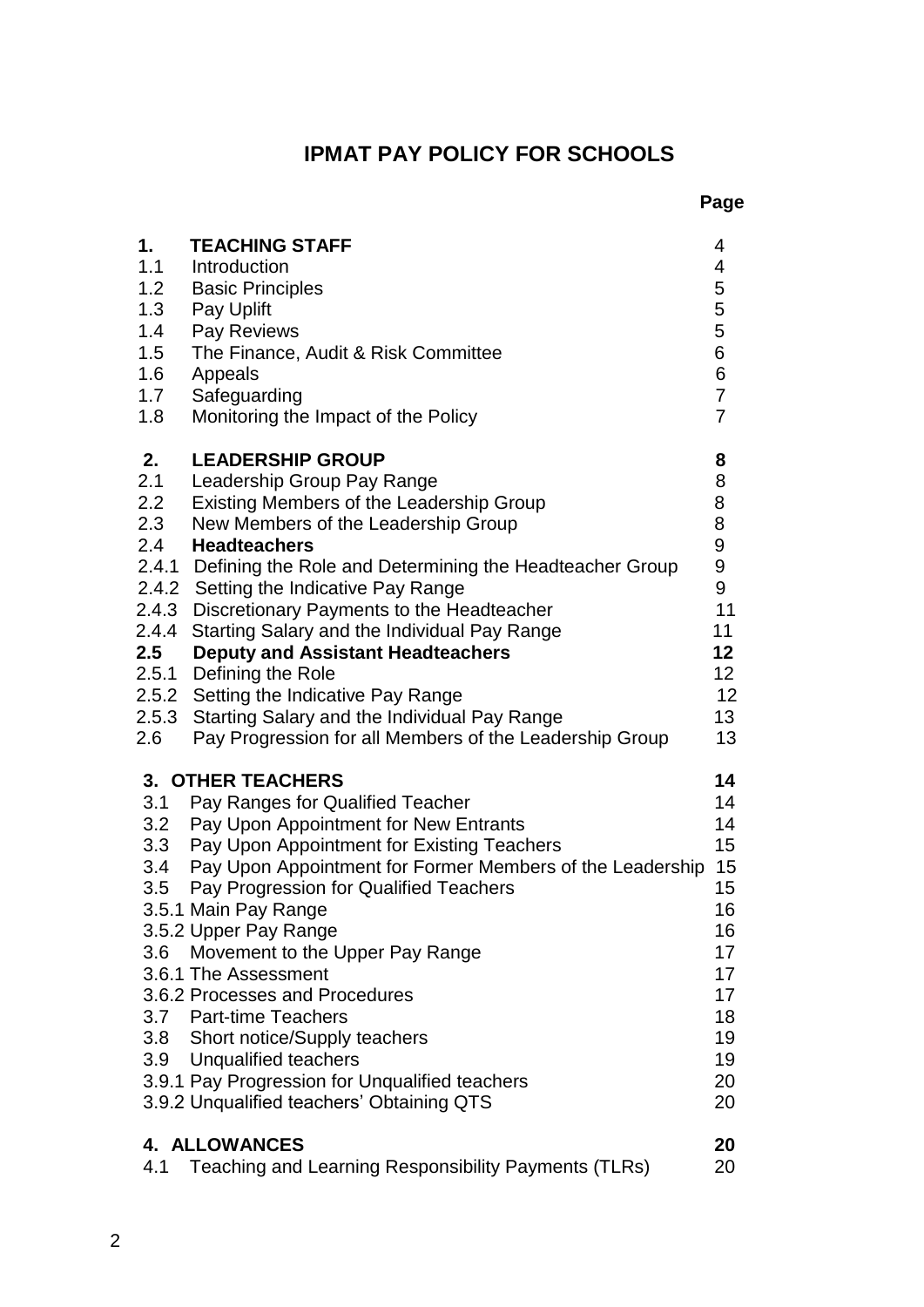# IPMAT PAY POLICY FOR SCHOOLS

| | | Page |
|---|---|---|
| **1.** | **TEACHING STAFF** | 4 |
| 1.1 | Introduction | 4 |
| 1.2 | Basic Principles | 5 |
| 1.3 | Pay Uplift | 5 |
| 1.4 | Pay Reviews | 5 |
| 1.5 | The Finance, Audit & Risk Committee | 6 |
| 1.6 | Appeals | 6 |
| 1.7 | Safeguarding | 7 |
| 1.8 | Monitoring the Impact of the Policy | 7 |
| **2.** | **LEADERSHIP GROUP** | **8** |
| 2.1 | Leadership Group Pay Range | 8 |
| 2.2 | Existing Members of the Leadership Group | 8 |
| 2.3 | New Members of the Leadership Group | 8 |
| 2.4 | **Headteachers** | 9 |
| 2.4.1 | Defining the Role and Determining the Headteacher Group | 9 |
| 2.4.2 | Setting the Indicative Pay Range | 9 |
| 2.4.3 | Discretionary Payments to the Headteacher | 11 |
| 2.4.4 | Starting Salary and the Individual Pay Range | 11 |
| **2.5** | **Deputy and Assistant Headteachers** | **12** |
| 2.5.1 | Defining the Role | 12 |
| 2.5.2 | Setting the Indicative Pay Range | 12 |
| 2.5.3 | Starting Salary and the Individual Pay Range | 13 |
| 2.6 | Pay Progression for all Members of the Leadership Group | 13 |
| **3.** | **OTHER TEACHERS** | **14** |
| 3.1 | Pay Ranges for Qualified Teacher | 14 |
| 3.2 | Pay Upon Appointment for New Entrants | 14 |
| 3.3 | Pay Upon Appointment for Existing Teachers | 15 |
| 3.4 | Pay Upon Appointment for Former Members of the Leadership | 15 |
| 3.5 | Pay Progression for Qualified Teachers | 15 |
| 3.5.1 | Main Pay Range | 16 |
| 3.5.2 | Upper Pay Range | 16 |
| 3.6 | Movement to the Upper Pay Range | 17 |
| 3.6.1 | The Assessment | 17 |
| 3.6.2 | Processes and Procedures | 17 |
| 3.7 | Part-time Teachers | 18 |
| 3.8 | Short notice/Supply teachers | 19 |
| 3.9 | Unqualified teachers | 19 |
| 3.9.1 | Pay Progression for Unqualified teachers | 20 |
| 3.9.2 | Unqualified teachers' Obtaining QTS | 20 |
| **4.** | **ALLOWANCES** | **20** |
| 4.1 | Teaching and Learning Responsibility Payments (TLRs) | 20 |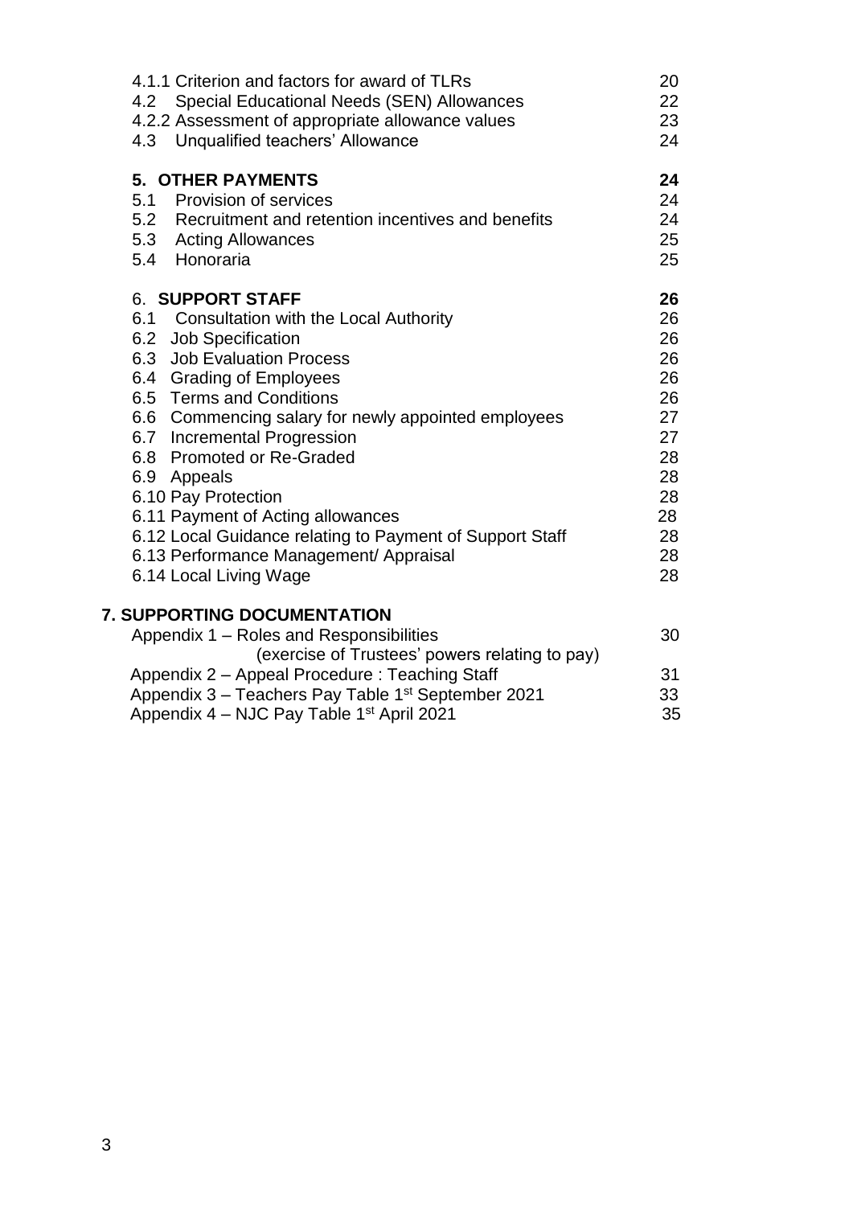| | |
|---|---|
| 4.1.1 Criterion and factors for award of TLRs | 20 |
| 4.2 Special Educational Needs (SEN) Allowances | 22 |
| 4.2.2 Assessment of appropriate allowance values | 23 |
| 4.3 Unqualified teachers' Allowance | 24 |
| **5. OTHER PAYMENTS** | **24** |
| 5.1 Provision of services | 24 |
| 5.2 Recruitment and retention incentives and benefits | 24 |
| 5.3 Acting Allowances | 25 |
| 5.4 Honoraria | 25 |
| 6. **SUPPORT STAFF** | **26** |
| 6.1 Consultation with the Local Authority | 26 |
| 6.2 Job Specification | 26 |
| 6.3 Job Evaluation Process | 26 |
| 6.4 Grading of Employees | 26 |
| 6.5 Terms and Conditions | 26 |
| 6.6 Commencing salary for newly appointed employees | 27 |
| 6.7 Incremental Progression | 27 |
| 6.8 Promoted or Re-Graded | 28 |
| 6.9 Appeals | 28 |
| 6.10 Pay Protection | 28 |
| 6.11 Payment of Acting allowances | 28 |
| 6.12 Local Guidance relating to Payment of Support Staff | 28 |
| 6.13 Performance Management/ Appraisal | 28 |
| 6.14 Local Living Wage | 28 |

**7. SUPPORTING DOCUMENTATION**

| | |
|---|---|
| Appendix 1 – Roles and Responsibilities (exercise of Trustees' powers relating to pay) | 30 |
| Appendix 2 – Appeal Procedure : Teaching Staff | 31 |
| Appendix 3 – Teachers Pay Table 1st September 2021 | 33 |
| Appendix 4 – NJC Pay Table 1st April 2021 | 35 |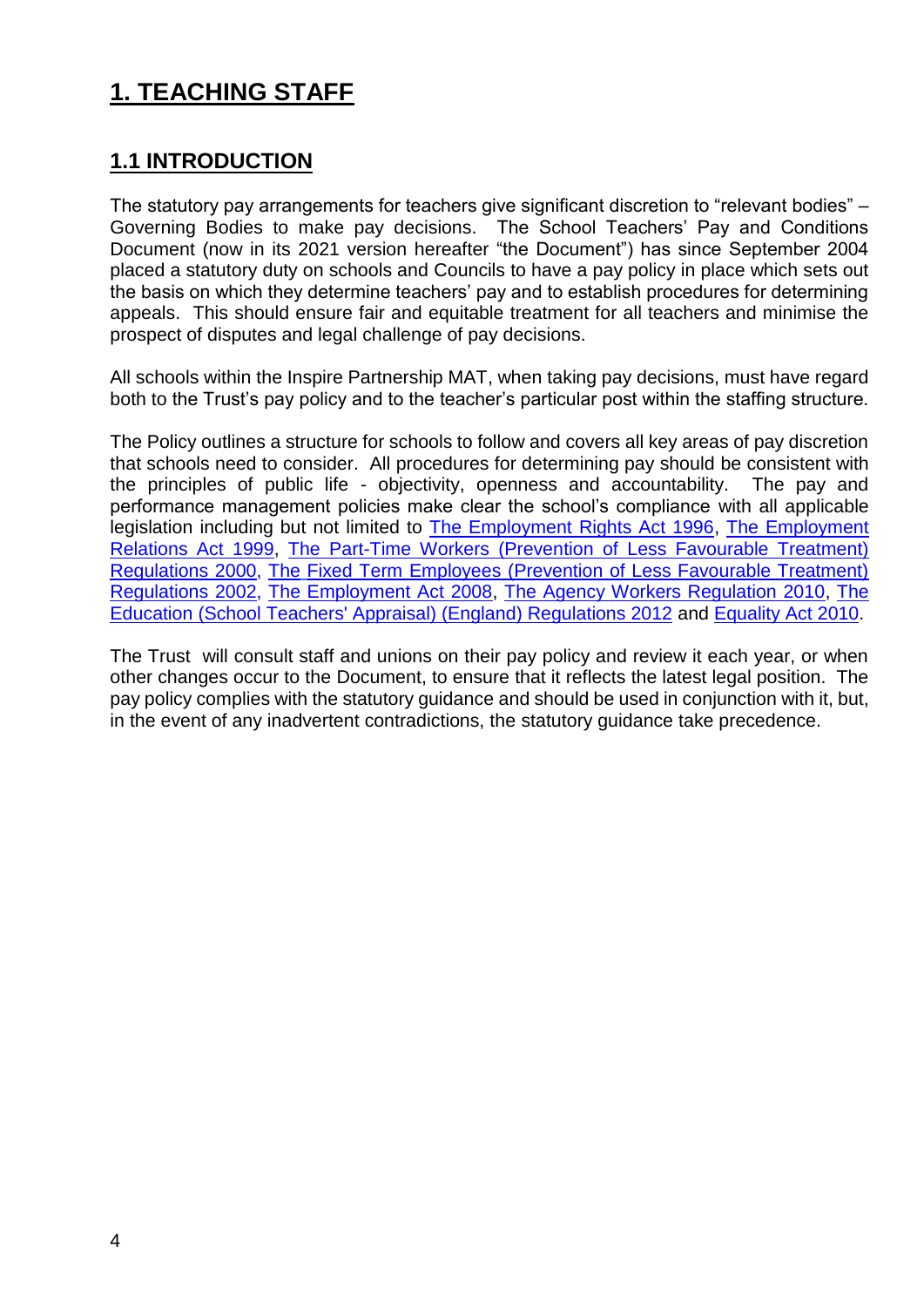# 1. TEACHING STAFF

## 1.1 INTRODUCTION

The statutory pay arrangements for teachers give significant discretion to "relevant bodies" – Governing Bodies to make pay decisions. The School Teachers' Pay and Conditions Document (now in its 2021 version hereafter "the Document") has since September 2004 placed a statutory duty on schools and Councils to have a pay policy in place which sets out the basis on which they determine teachers' pay and to establish procedures for determining appeals. This should ensure fair and equitable treatment for all teachers and minimise the prospect of disputes and legal challenge of pay decisions.

All schools within the Inspire Partnership MAT, when taking pay decisions, must have regard both to the Trust's pay policy and to the teacher's particular post within the staffing structure.

The Policy outlines a structure for schools to follow and covers all key areas of pay discretion that schools need to consider. All procedures for determining pay should be consistent with the principles of public life - objectivity, openness and accountability. The pay and performance management policies make clear the school's compliance with all applicable legislation including but not limited to The Employment Rights Act 1996, The Employment Relations Act 1999, The Part-Time Workers (Prevention of Less Favourable Treatment) Regulations 2000, The Fixed Term Employees (Prevention of Less Favourable Treatment) Regulations 2002, The Employment Act 2008, The Agency Workers Regulation 2010, The Education (School Teachers' Appraisal) (England) Regulations 2012 and Equality Act 2010.

The Trust will consult staff and unions on their pay policy and review it each year, or when other changes occur to the Document, to ensure that it reflects the latest legal position. The pay policy complies with the statutory guidance and should be used in conjunction with it, but, in the event of any inadvertent contradictions, the statutory guidance take precedence.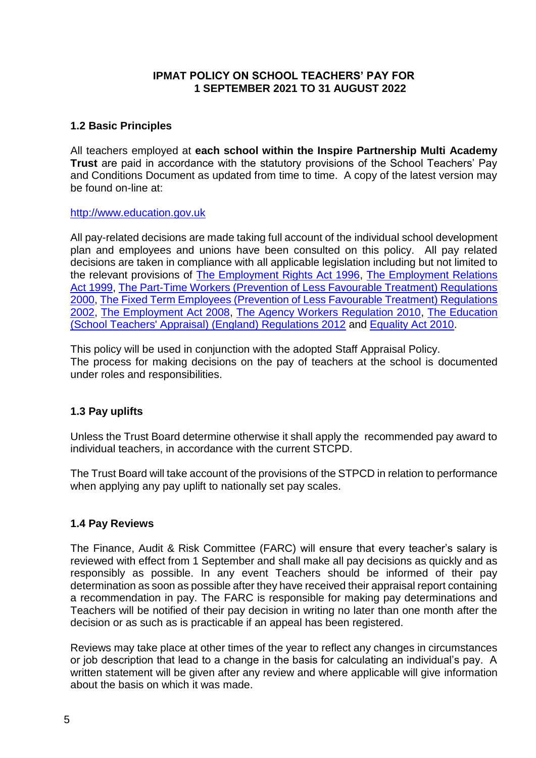# IPMAT POLICY ON SCHOOL TEACHERS' PAY FOR 1 SEPTEMBER 2021 TO 31 AUGUST 2022

## 1.2 Basic Principles

All teachers employed at **each school within the Inspire Partnership Multi Academy Trust** are paid in accordance with the statutory provisions of the School Teachers' Pay and Conditions Document as updated from time to time. A copy of the latest version may be found on-line at:

[http://www.education.gov.uk](http://www.education.gov.uk)

All pay-related decisions are made taking full account of the individual school development plan and employees and unions have been consulted on this policy. All pay related decisions are taken in compliance with all applicable legislation including but not limited to the relevant provisions of The Employment Rights Act 1996, The Employment Relations Act 1999, The Part-Time Workers (Prevention of Less Favourable Treatment) Regulations 2000, The Fixed Term Employees (Prevention of Less Favourable Treatment) Regulations 2002, The Employment Act 2008, The Agency Workers Regulation 2010, The Education (School Teachers' Appraisal) (England) Regulations 2012 and Equality Act 2010.

This policy will be used in conjunction with the adopted Staff Appraisal Policy.
The process for making decisions on the pay of teachers at the school is documented under roles and responsibilities.

## 1.3 Pay uplifts

Unless the Trust Board determine otherwise it shall apply the recommended pay award to individual teachers, in accordance with the current STCPD.

The Trust Board will take account of the provisions of the STPCD in relation to performance when applying any pay uplift to nationally set pay scales.

## 1.4 Pay Reviews

The Finance, Audit & Risk Committee (FARC) will ensure that every teacher's salary is reviewed with effect from 1 September and shall make all pay decisions as quickly and as responsibly as possible. In any event Teachers should be informed of their pay determination as soon as possible after they have received their appraisal report containing a recommendation in pay. The FARC is responsible for making pay determinations and Teachers will be notified of their pay decision in writing no later than one month after the decision or as such as is practicable if an appeal has been registered.

Reviews may take place at other times of the year to reflect any changes in circumstances or job description that lead to a change in the basis for calculating an individual's pay. A written statement will be given after any review and where applicable will give information about the basis on which it was made.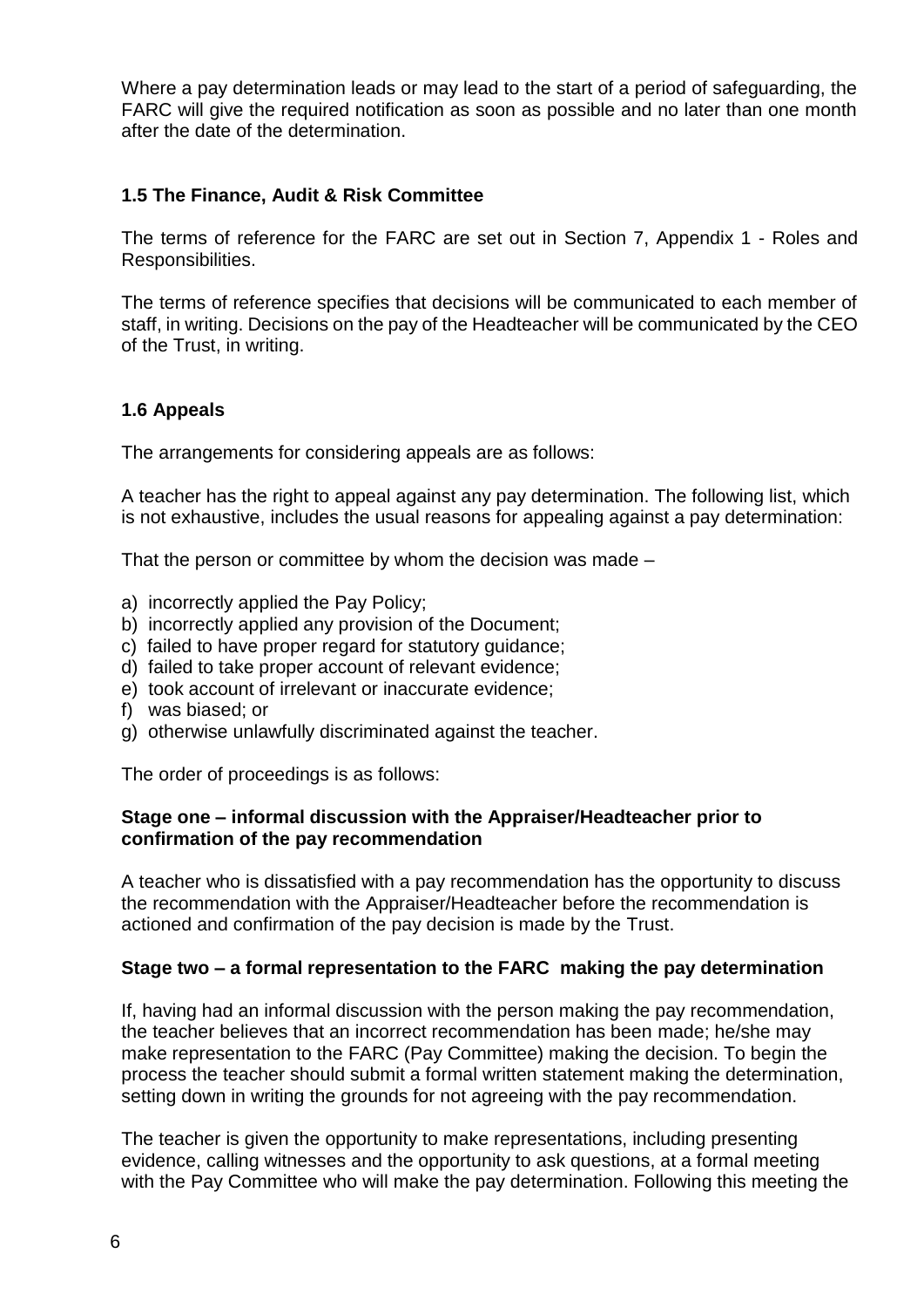Where a pay determination leads or may lead to the start of a period of safeguarding, the FARC will give the required notification as soon as possible and no later than one month after the date of the determination.

### 1.5 The Finance, Audit & Risk Committee

The terms of reference for the FARC are set out in Section 7, Appendix 1 - Roles and Responsibilities.

The terms of reference specifies that decisions will be communicated to each member of staff, in writing. Decisions on the pay of the Headteacher will be communicated by the CEO of the Trust, in writing.

### 1.6 Appeals

The arrangements for considering appeals are as follows:

A teacher has the right to appeal against any pay determination. The following list, which is not exhaustive, includes the usual reasons for appealing against a pay determination:

That the person or committee by whom the decision was made –

a) incorrectly applied the Pay Policy;
b) incorrectly applied any provision of the Document;
c) failed to have proper regard for statutory guidance;
d) failed to take proper account of relevant evidence;
e) took account of irrelevant or inaccurate evidence;
f) was biased; or
g) otherwise unlawfully discriminated against the teacher.

The order of proceedings is as follows:

**Stage one – informal discussion with the Appraiser/Headteacher prior to confirmation of the pay recommendation**

A teacher who is dissatisfied with a pay recommendation has the opportunity to discuss the recommendation with the Appraiser/Headteacher before the recommendation is actioned and confirmation of the pay decision is made by the Trust.

**Stage two – a formal representation to the FARC making the pay determination**

If, having had an informal discussion with the person making the pay recommendation, the teacher believes that an incorrect recommendation has been made; he/she may make representation to the FARC (Pay Committee) making the decision. To begin the process the teacher should submit a formal written statement making the determination, setting down in writing the grounds for not agreeing with the pay recommendation.

The teacher is given the opportunity to make representations, including presenting evidence, calling witnesses and the opportunity to ask questions, at a formal meeting with the Pay Committee who will make the pay determination. Following this meeting the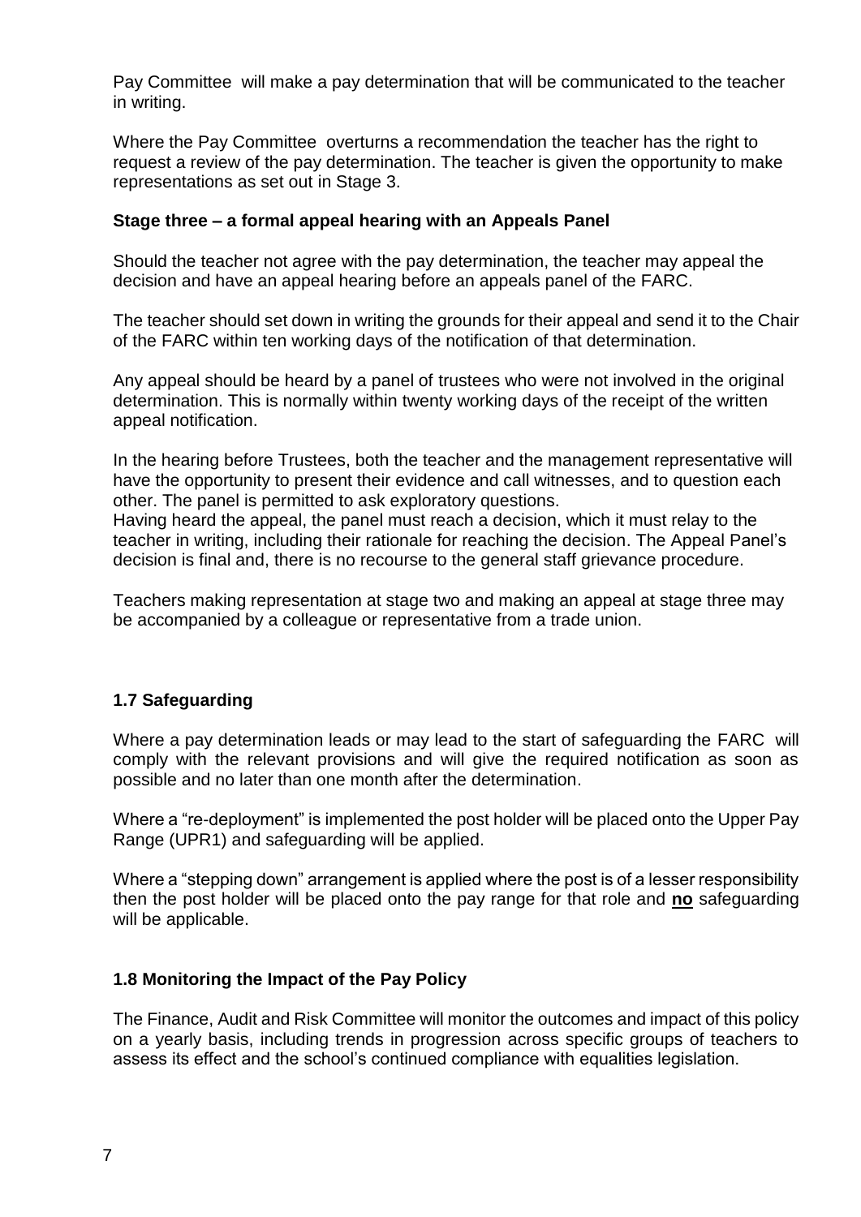Pay Committee will make a pay determination that will be communicated to the teacher in writing.

Where the Pay Committee overturns a recommendation the teacher has the right to request a review of the pay determination. The teacher is given the opportunity to make representations as set out in Stage 3.

**Stage three – a formal appeal hearing with an Appeals Panel**

Should the teacher not agree with the pay determination, the teacher may appeal the decision and have an appeal hearing before an appeals panel of the FARC.

The teacher should set down in writing the grounds for their appeal and send it to the Chair of the FARC within ten working days of the notification of that determination.

Any appeal should be heard by a panel of trustees who were not involved in the original determination. This is normally within twenty working days of the receipt of the written appeal notification.

In the hearing before Trustees, both the teacher and the management representative will have the opportunity to present their evidence and call witnesses, and to question each other. The panel is permitted to ask exploratory questions.
Having heard the appeal, the panel must reach a decision, which it must relay to the teacher in writing, including their rationale for reaching the decision. The Appeal Panel's decision is final and, there is no recourse to the general staff grievance procedure.

Teachers making representation at stage two and making an appeal at stage three may be accompanied by a colleague or representative from a trade union.

### 1.7 Safeguarding

Where a pay determination leads or may lead to the start of safeguarding the FARC will comply with the relevant provisions and will give the required notification as soon as possible and no later than one month after the determination.

Where a "re-deployment" is implemented the post holder will be placed onto the Upper Pay Range (UPR1) and safeguarding will be applied.

Where a "stepping down" arrangement is applied where the post is of a lesser responsibility then the post holder will be placed onto the pay range for that role and **no** safeguarding will be applicable.

### 1.8 Monitoring the Impact of the Pay Policy

The Finance, Audit and Risk Committee will monitor the outcomes and impact of this policy on a yearly basis, including trends in progression across specific groups of teachers to assess its effect and the school's continued compliance with equalities legislation.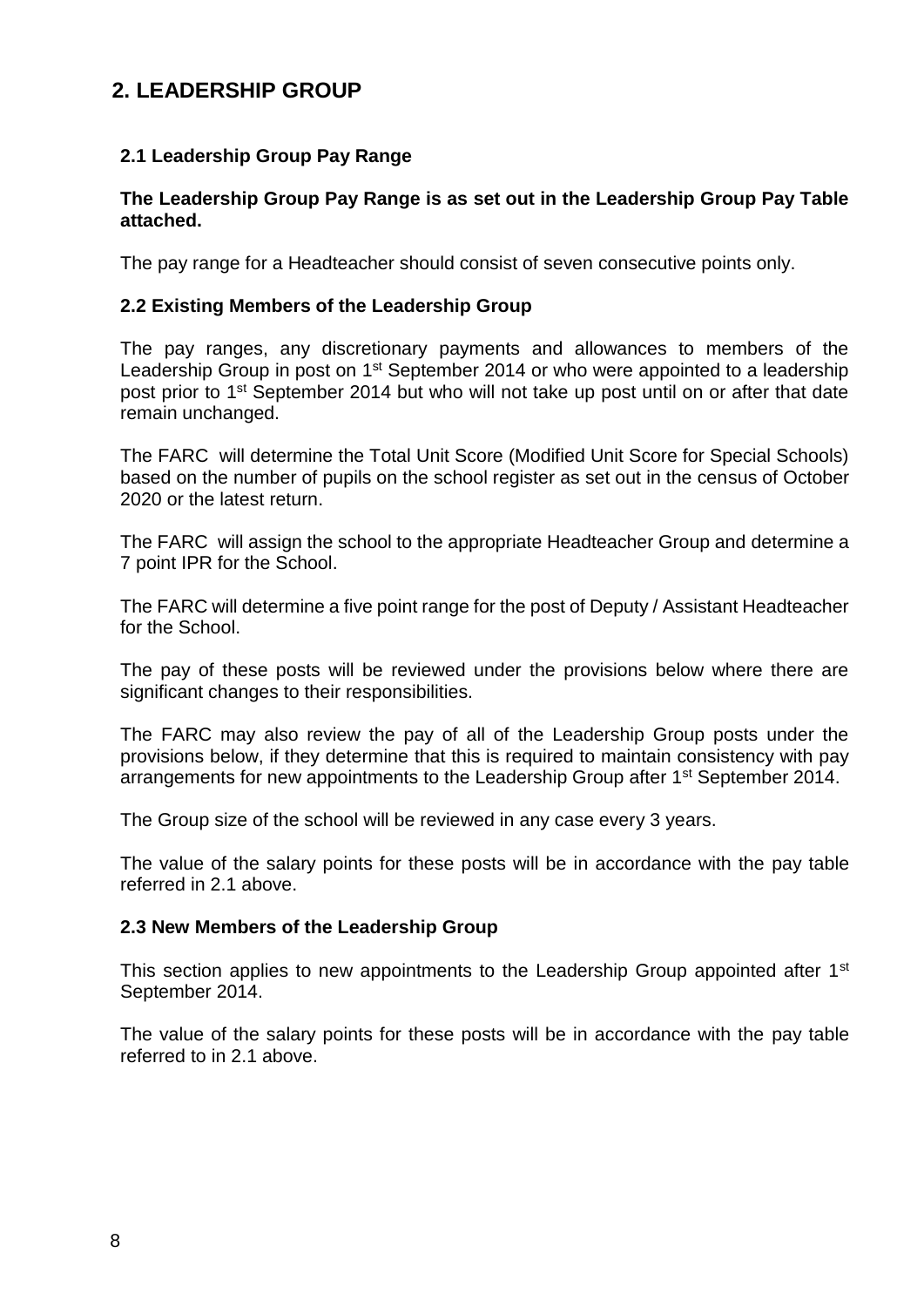## 2. LEADERSHIP GROUP

### 2.1 Leadership Group Pay Range

**The Leadership Group Pay Range is as set out in the Leadership Group Pay Table attached.**

The pay range for a Headteacher should consist of seven consecutive points only.

### 2.2 Existing Members of the Leadership Group

The pay ranges, any discretionary payments and allowances to members of the Leadership Group in post on 1st September 2014 or who were appointed to a leadership post prior to 1st September 2014 but who will not take up post until on or after that date remain unchanged.

The FARC will determine the Total Unit Score (Modified Unit Score for Special Schools) based on the number of pupils on the school register as set out in the census of October 2020 or the latest return.

The FARC will assign the school to the appropriate Headteacher Group and determine a 7 point IPR for the School.

The FARC will determine a five point range for the post of Deputy / Assistant Headteacher for the School.

The pay of these posts will be reviewed under the provisions below where there are significant changes to their responsibilities.

The FARC may also review the pay of all of the Leadership Group posts under the provisions below, if they determine that this is required to maintain consistency with pay arrangements for new appointments to the Leadership Group after 1st September 2014.

The Group size of the school will be reviewed in any case every 3 years.

The value of the salary points for these posts will be in accordance with the pay table referred in 2.1 above.

### 2.3 New Members of the Leadership Group

This section applies to new appointments to the Leadership Group appointed after 1st September 2014.

The value of the salary points for these posts will be in accordance with the pay table referred to in 2.1 above.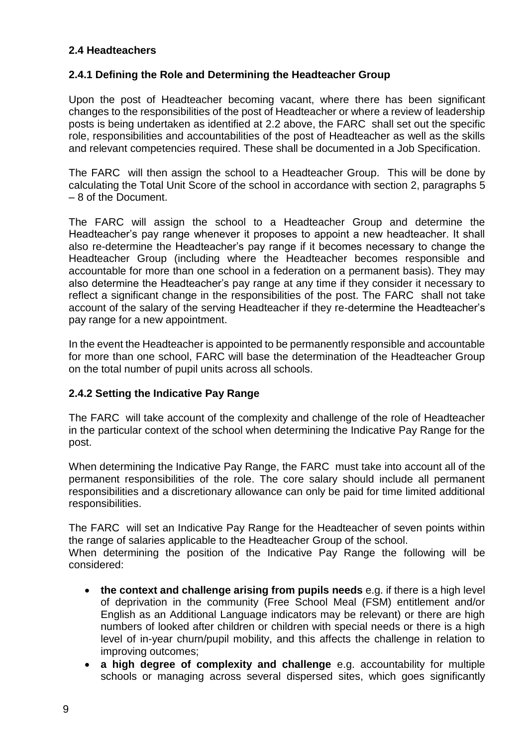### 2.4 Headteachers

#### 2.4.1 Defining the Role and Determining the Headteacher Group

Upon the post of Headteacher becoming vacant, where there has been significant changes to the responsibilities of the post of Headteacher or where a review of leadership posts is being undertaken as identified at 2.2 above, the FARC shall set out the specific role, responsibilities and accountabilities of the post of Headteacher as well as the skills and relevant competencies required. These shall be documented in a Job Specification.

The FARC will then assign the school to a Headteacher Group. This will be done by calculating the Total Unit Score of the school in accordance with section 2, paragraphs 5 – 8 of the Document.

The FARC will assign the school to a Headteacher Group and determine the Headteacher's pay range whenever it proposes to appoint a new headteacher. It shall also re-determine the Headteacher's pay range if it becomes necessary to change the Headteacher Group (including where the Headteacher becomes responsible and accountable for more than one school in a federation on a permanent basis). They may also determine the Headteacher's pay range at any time if they consider it necessary to reflect a significant change in the responsibilities of the post. The FARC shall not take account of the salary of the serving Headteacher if they re-determine the Headteacher's pay range for a new appointment.

In the event the Headteacher is appointed to be permanently responsible and accountable for more than one school, FARC will base the determination of the Headteacher Group on the total number of pupil units across all schools.

#### 2.4.2 Setting the Indicative Pay Range

The FARC will take account of the complexity and challenge of the role of Headteacher in the particular context of the school when determining the Indicative Pay Range for the post.

When determining the Indicative Pay Range, the FARC must take into account all of the permanent responsibilities of the role. The core salary should include all permanent responsibilities and a discretionary allowance can only be paid for time limited additional responsibilities.

The FARC will set an Indicative Pay Range for the Headteacher of seven points within the range of salaries applicable to the Headteacher Group of the school.
When determining the position of the Indicative Pay Range the following will be considered:

- **the context and challenge arising from pupils needs** e.g. if there is a high level of deprivation in the community (Free School Meal (FSM) entitlement and/or English as an Additional Language indicators may be relevant) or there are high numbers of looked after children or children with special needs or there is a high level of in-year churn/pupil mobility, and this affects the challenge in relation to improving outcomes;
- **a high degree of complexity and challenge** e.g. accountability for multiple schools or managing across several dispersed sites, which goes significantly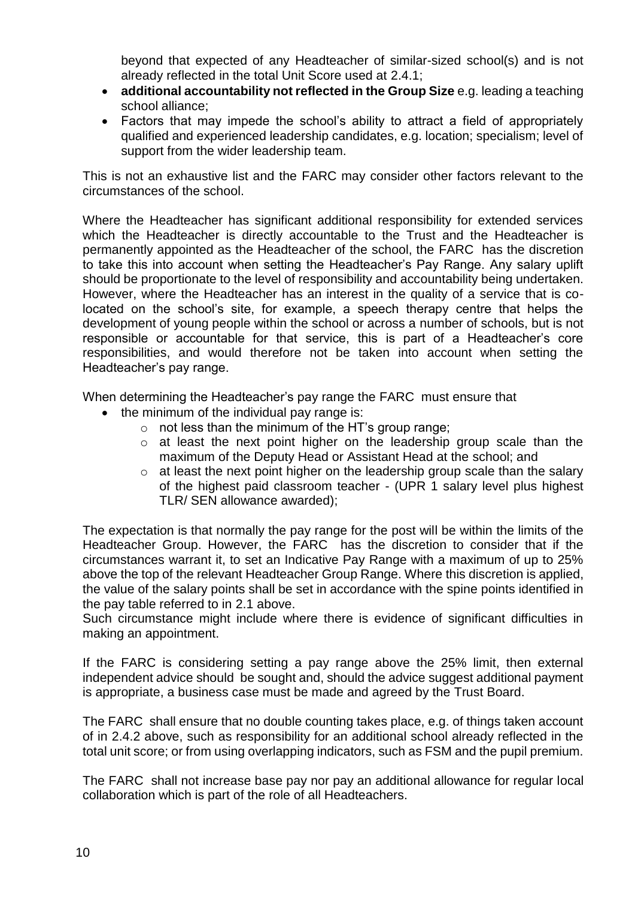beyond that expected of any Headteacher of similar-sized school(s) and is not already reflected in the total Unit Score used at 2.4.1;

- **additional accountability not reflected in the Group Size** e.g. leading a teaching school alliance;
- Factors that may impede the school's ability to attract a field of appropriately qualified and experienced leadership candidates, e.g. location; specialism; level of support from the wider leadership team.

This is not an exhaustive list and the FARC may consider other factors relevant to the circumstances of the school.

Where the Headteacher has significant additional responsibility for extended services which the Headteacher is directly accountable to the Trust and the Headteacher is permanently appointed as the Headteacher of the school, the FARC has the discretion to take this into account when setting the Headteacher's Pay Range. Any salary uplift should be proportionate to the level of responsibility and accountability being undertaken. However, where the Headteacher has an interest in the quality of a service that is co-located on the school's site, for example, a speech therapy centre that helps the development of young people within the school or across a number of schools, but is not responsible or accountable for that service, this is part of a Headteacher's core responsibilities, and would therefore not be taken into account when setting the Headteacher's pay range.

When determining the Headteacher's pay range the FARC must ensure that

- the minimum of the individual pay range is:
  - not less than the minimum of the HT's group range;
  - at least the next point higher on the leadership group scale than the maximum of the Deputy Head or Assistant Head at the school; and
  - at least the next point higher on the leadership group scale than the salary of the highest paid classroom teacher - (UPR 1 salary level plus highest TLR/ SEN allowance awarded);

The expectation is that normally the pay range for the post will be within the limits of the Headteacher Group. However, the FARC has the discretion to consider that if the circumstances warrant it, to set an Indicative Pay Range with a maximum of up to 25% above the top of the relevant Headteacher Group Range. Where this discretion is applied, the value of the salary points shall be set in accordance with the spine points identified in the pay table referred to in 2.1 above.
Such circumstance might include where there is evidence of significant difficulties in making an appointment.

If the FARC is considering setting a pay range above the 25% limit, then external independent advice should be sought and, should the advice suggest additional payment is appropriate, a business case must be made and agreed by the Trust Board.

The FARC shall ensure that no double counting takes place, e.g. of things taken account of in 2.4.2 above, such as responsibility for an additional school already reflected in the total unit score; or from using overlapping indicators, such as FSM and the pupil premium.

The FARC shall not increase base pay nor pay an additional allowance for regular local collaboration which is part of the role of all Headteachers.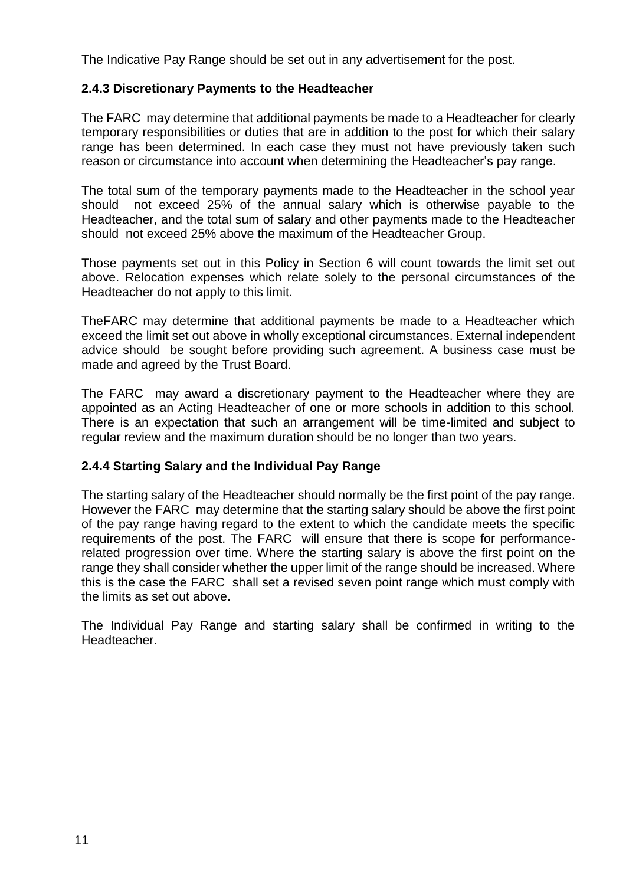The Indicative Pay Range should be set out in any advertisement for the post.

### 2.4.3 Discretionary Payments to the Headteacher

The FARC may determine that additional payments be made to a Headteacher for clearly temporary responsibilities or duties that are in addition to the post for which their salary range has been determined. In each case they must not have previously taken such reason or circumstance into account when determining the Headteacher's pay range.

The total sum of the temporary payments made to the Headteacher in the school year should not exceed 25% of the annual salary which is otherwise payable to the Headteacher, and the total sum of salary and other payments made to the Headteacher should not exceed 25% above the maximum of the Headteacher Group.

Those payments set out in this Policy in Section 6 will count towards the limit set out above. Relocation expenses which relate solely to the personal circumstances of the Headteacher do not apply to this limit.

TheFARC may determine that additional payments be made to a Headteacher which exceed the limit set out above in wholly exceptional circumstances. External independent advice should be sought before providing such agreement. A business case must be made and agreed by the Trust Board.

The FARC may award a discretionary payment to the Headteacher where they are appointed as an Acting Headteacher of one or more schools in addition to this school. There is an expectation that such an arrangement will be time-limited and subject to regular review and the maximum duration should be no longer than two years.

### 2.4.4 Starting Salary and the Individual Pay Range

The starting salary of the Headteacher should normally be the first point of the pay range. However the FARC may determine that the starting salary should be above the first point of the pay range having regard to the extent to which the candidate meets the specific requirements of the post. The FARC will ensure that there is scope for performance-related progression over time. Where the starting salary is above the first point on the range they shall consider whether the upper limit of the range should be increased. Where this is the case the FARC shall set a revised seven point range which must comply with the limits as set out above.

The Individual Pay Range and starting salary shall be confirmed in writing to the Headteacher.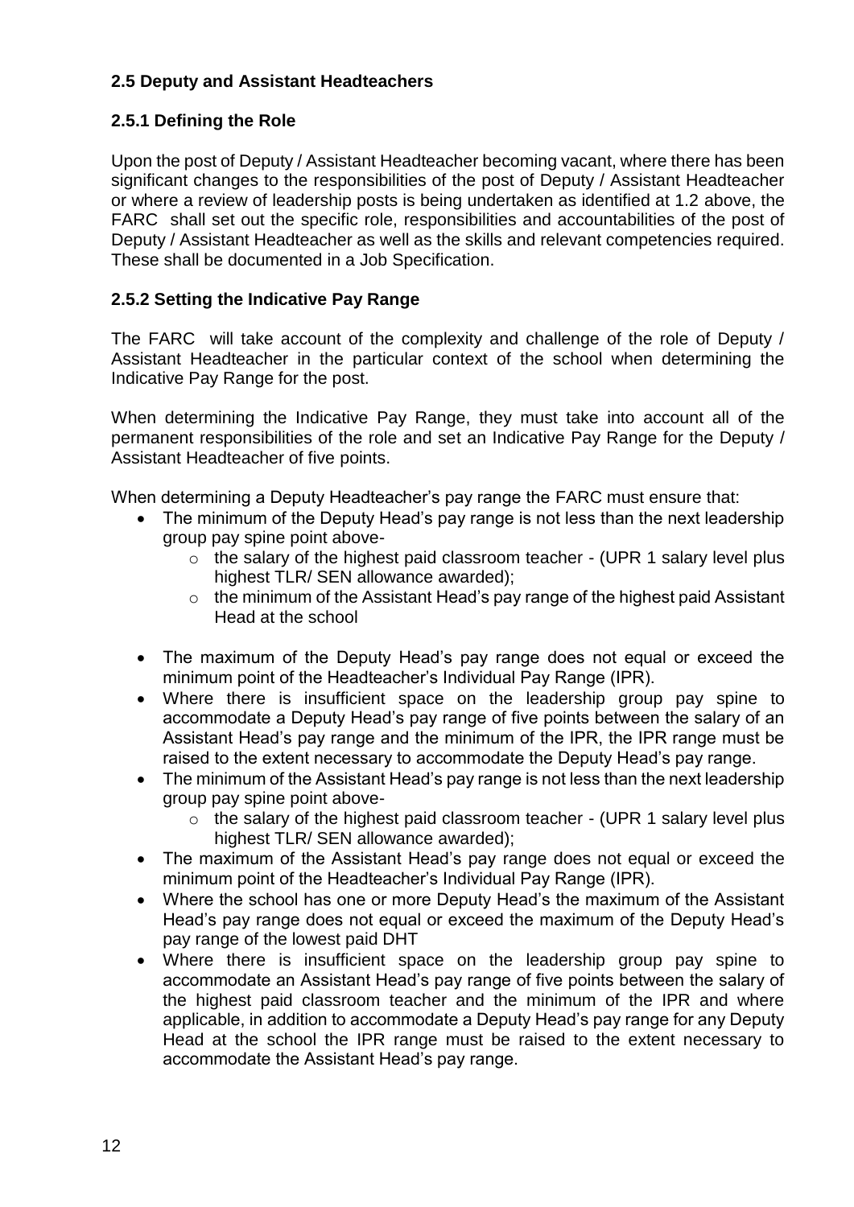## 2.5 Deputy and Assistant Headteachers

### 2.5.1 Defining the Role

Upon the post of Deputy / Assistant Headteacher becoming vacant, where there has been significant changes to the responsibilities of the post of Deputy / Assistant Headteacher or where a review of leadership posts is being undertaken as identified at 1.2 above, the FARC shall set out the specific role, responsibilities and accountabilities of the post of Deputy / Assistant Headteacher as well as the skills and relevant competencies required. These shall be documented in a Job Specification.

### 2.5.2 Setting the Indicative Pay Range

The FARC will take account of the complexity and challenge of the role of Deputy / Assistant Headteacher in the particular context of the school when determining the Indicative Pay Range for the post.

When determining the Indicative Pay Range, they must take into account all of the permanent responsibilities of the role and set an Indicative Pay Range for the Deputy / Assistant Headteacher of five points.

When determining a Deputy Headteacher's pay range the FARC must ensure that:

- The minimum of the Deputy Head's pay range is not less than the next leadership group pay spine point above-
  - the salary of the highest paid classroom teacher - (UPR 1 salary level plus highest TLR/ SEN allowance awarded);
  - the minimum of the Assistant Head's pay range of the highest paid Assistant Head at the school
- The maximum of the Deputy Head's pay range does not equal or exceed the minimum point of the Headteacher's Individual Pay Range (IPR).
- Where there is insufficient space on the leadership group pay spine to accommodate a Deputy Head's pay range of five points between the salary of an Assistant Head's pay range and the minimum of the IPR, the IPR range must be raised to the extent necessary to accommodate the Deputy Head's pay range.
- The minimum of the Assistant Head's pay range is not less than the next leadership group pay spine point above-
  - the salary of the highest paid classroom teacher - (UPR 1 salary level plus highest TLR/ SEN allowance awarded);
- The maximum of the Assistant Head's pay range does not equal or exceed the minimum point of the Headteacher's Individual Pay Range (IPR).
- Where the school has one or more Deputy Head's the maximum of the Assistant Head's pay range does not equal or exceed the maximum of the Deputy Head's pay range of the lowest paid DHT
- Where there is insufficient space on the leadership group pay spine to accommodate an Assistant Head's pay range of five points between the salary of the highest paid classroom teacher and the minimum of the IPR and where applicable, in addition to accommodate a Deputy Head's pay range for any Deputy Head at the school the IPR range must be raised to the extent necessary to accommodate the Assistant Head's pay range.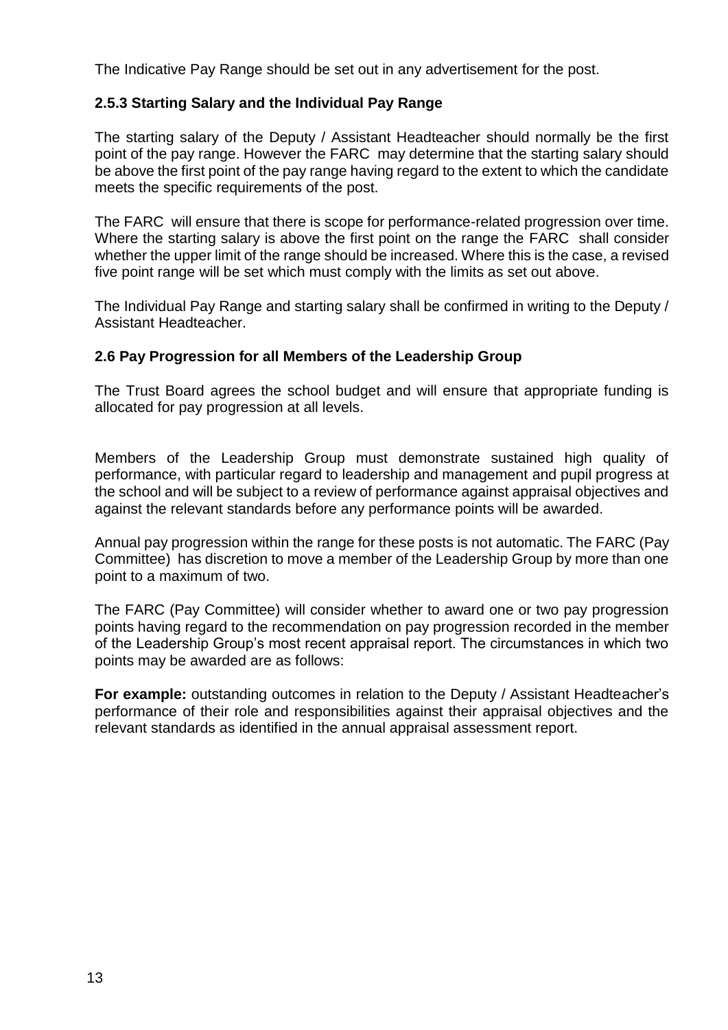The Indicative Pay Range should be set out in any advertisement for the post.

### 2.5.3 Starting Salary and the Individual Pay Range

The starting salary of the Deputy / Assistant Headteacher should normally be the first point of the pay range. However the FARC may determine that the starting salary should be above the first point of the pay range having regard to the extent to which the candidate meets the specific requirements of the post.

The FARC will ensure that there is scope for performance-related progression over time. Where the starting salary is above the first point on the range the FARC shall consider whether the upper limit of the range should be increased. Where this is the case, a revised five point range will be set which must comply with the limits as set out above.

The Individual Pay Range and starting salary shall be confirmed in writing to the Deputy / Assistant Headteacher.

### 2.6 Pay Progression for all Members of the Leadership Group

The Trust Board agrees the school budget and will ensure that appropriate funding is allocated for pay progression at all levels.

Members of the Leadership Group must demonstrate sustained high quality of performance, with particular regard to leadership and management and pupil progress at the school and will be subject to a review of performance against appraisal objectives and against the relevant standards before any performance points will be awarded.

Annual pay progression within the range for these posts is not automatic. The FARC (Pay Committee) has discretion to move a member of the Leadership Group by more than one point to a maximum of two.

The FARC (Pay Committee) will consider whether to award one or two pay progression points having regard to the recommendation on pay progression recorded in the member of the Leadership Group's most recent appraisal report. The circumstances in which two points may be awarded are as follows:

**For example:** outstanding outcomes in relation to the Deputy / Assistant Headteacher's performance of their role and responsibilities against their appraisal objectives and the relevant standards as identified in the annual appraisal assessment report.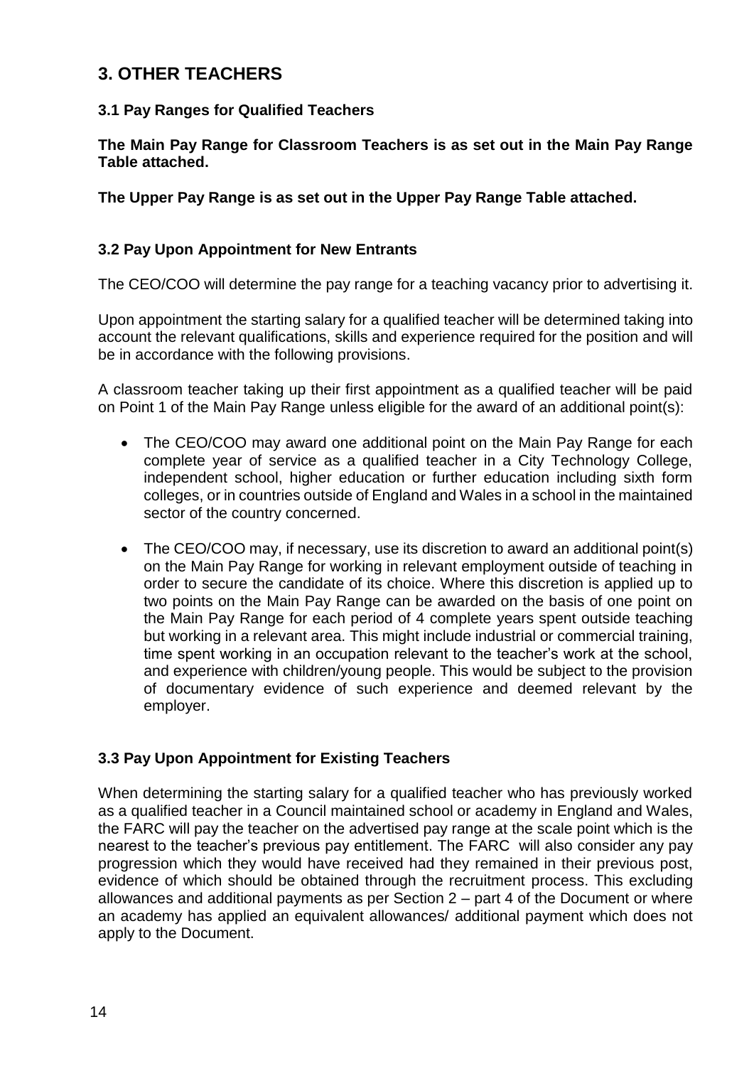## 3. OTHER TEACHERS

### 3.1 Pay Ranges for Qualified Teachers

**The Main Pay Range for Classroom Teachers is as set out in the Main Pay Range Table attached.**

**The Upper Pay Range is as set out in the Upper Pay Range Table attached.**

### 3.2 Pay Upon Appointment for New Entrants

The CEO/COO will determine the pay range for a teaching vacancy prior to advertising it.

Upon appointment the starting salary for a qualified teacher will be determined taking into account the relevant qualifications, skills and experience required for the position and will be in accordance with the following provisions.

A classroom teacher taking up their first appointment as a qualified teacher will be paid on Point 1 of the Main Pay Range unless eligible for the award of an additional point(s):

- The CEO/COO may award one additional point on the Main Pay Range for each complete year of service as a qualified teacher in a City Technology College, independent school, higher education or further education including sixth form colleges, or in countries outside of England and Wales in a school in the maintained sector of the country concerned.
- The CEO/COO may, if necessary, use its discretion to award an additional point(s) on the Main Pay Range for working in relevant employment outside of teaching in order to secure the candidate of its choice. Where this discretion is applied up to two points on the Main Pay Range can be awarded on the basis of one point on the Main Pay Range for each period of 4 complete years spent outside teaching but working in a relevant area. This might include industrial or commercial training, time spent working in an occupation relevant to the teacher's work at the school, and experience with children/young people. This would be subject to the provision of documentary evidence of such experience and deemed relevant by the employer.

### 3.3 Pay Upon Appointment for Existing Teachers

When determining the starting salary for a qualified teacher who has previously worked as a qualified teacher in a Council maintained school or academy in England and Wales, the FARC will pay the teacher on the advertised pay range at the scale point which is the nearest to the teacher's previous pay entitlement. The FARC will also consider any pay progression which they would have received had they remained in their previous post, evidence of which should be obtained through the recruitment process. This excluding allowances and additional payments as per Section 2 – part 4 of the Document or where an academy has applied an equivalent allowances/ additional payment which does not apply to the Document.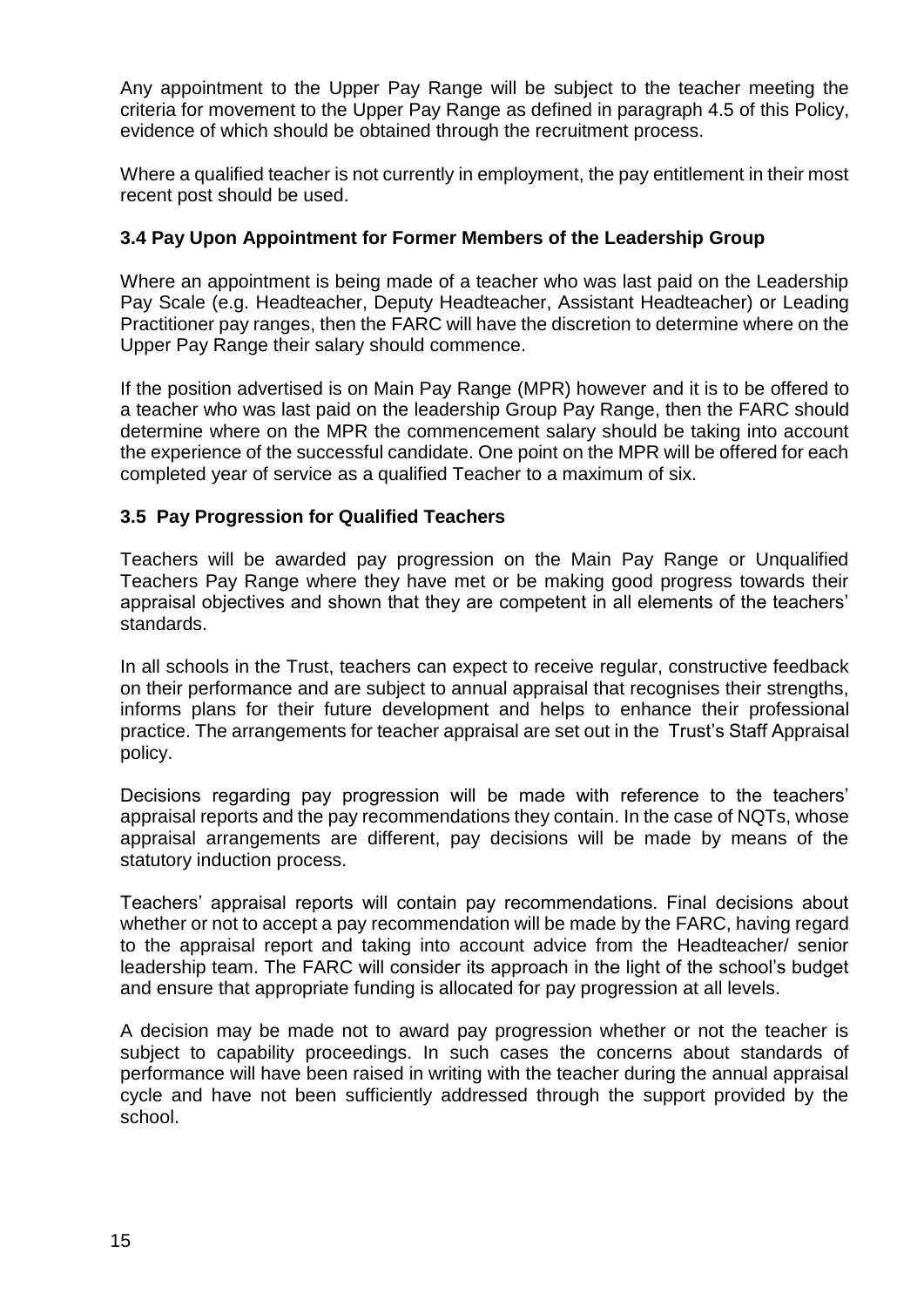Any appointment to the Upper Pay Range will be subject to the teacher meeting the criteria for movement to the Upper Pay Range as defined in paragraph 4.5 of this Policy, evidence of which should be obtained through the recruitment process.

Where a qualified teacher is not currently in employment, the pay entitlement in their most recent post should be used.

### 3.4 Pay Upon Appointment for Former Members of the Leadership Group

Where an appointment is being made of a teacher who was last paid on the Leadership Pay Scale (e.g. Headteacher, Deputy Headteacher, Assistant Headteacher) or Leading Practitioner pay ranges, then the FARC will have the discretion to determine where on the Upper Pay Range their salary should commence.

If the position advertised is on Main Pay Range (MPR) however and it is to be offered to a teacher who was last paid on the leadership Group Pay Range, then the FARC should determine where on the MPR the commencement salary should be taking into account the experience of the successful candidate. One point on the MPR will be offered for each completed year of service as a qualified Teacher to a maximum of six.

### 3.5 Pay Progression for Qualified Teachers

Teachers will be awarded pay progression on the Main Pay Range or Unqualified Teachers Pay Range where they have met or be making good progress towards their appraisal objectives and shown that they are competent in all elements of the teachers' standards.

In all schools in the Trust, teachers can expect to receive regular, constructive feedback on their performance and are subject to annual appraisal that recognises their strengths, informs plans for their future development and helps to enhance their professional practice. The arrangements for teacher appraisal are set out in the Trust's Staff Appraisal policy.

Decisions regarding pay progression will be made with reference to the teachers' appraisal reports and the pay recommendations they contain. In the case of NQTs, whose appraisal arrangements are different, pay decisions will be made by means of the statutory induction process.

Teachers' appraisal reports will contain pay recommendations. Final decisions about whether or not to accept a pay recommendation will be made by the FARC, having regard to the appraisal report and taking into account advice from the Headteacher/ senior leadership team. The FARC will consider its approach in the light of the school's budget and ensure that appropriate funding is allocated for pay progression at all levels.

A decision may be made not to award pay progression whether or not the teacher is subject to capability proceedings. In such cases the concerns about standards of performance will have been raised in writing with the teacher during the annual appraisal cycle and have not been sufficiently addressed through the support provided by the school.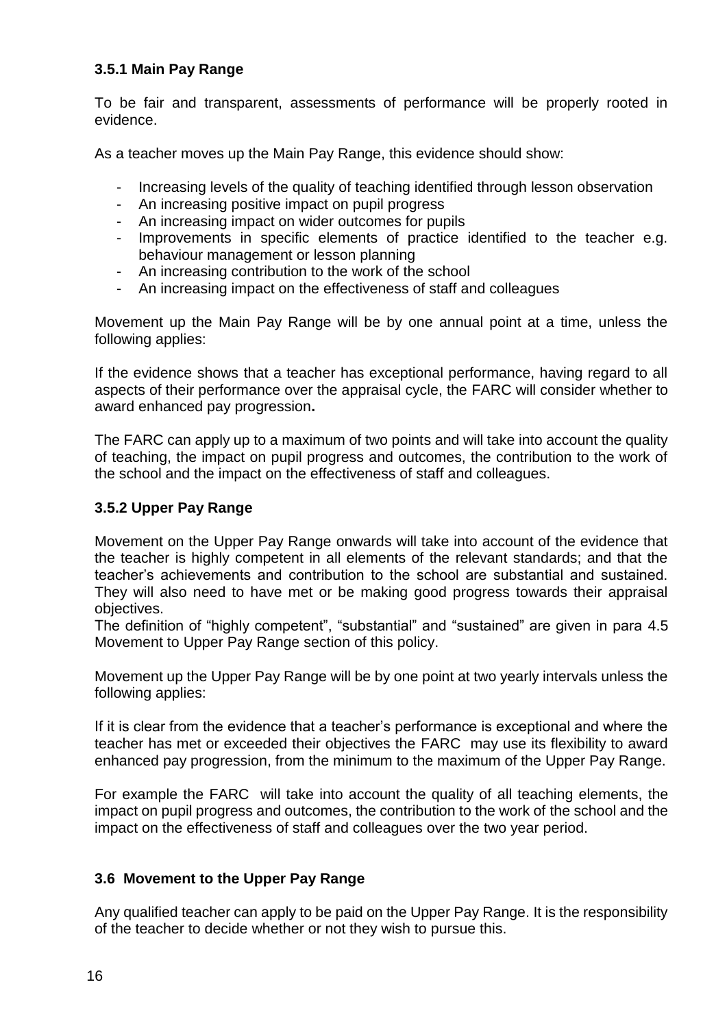### 3.5.1 Main Pay Range

To be fair and transparent, assessments of performance will be properly rooted in evidence.

As a teacher moves up the Main Pay Range, this evidence should show:

- Increasing levels of the quality of teaching identified through lesson observation
- An increasing positive impact on pupil progress
- An increasing impact on wider outcomes for pupils
- Improvements in specific elements of practice identified to the teacher e.g. behaviour management or lesson planning
- An increasing contribution to the work of the school
- An increasing impact on the effectiveness of staff and colleagues

Movement up the Main Pay Range will be by one annual point at a time, unless the following applies:

If the evidence shows that a teacher has exceptional performance, having regard to all aspects of their performance over the appraisal cycle, the FARC will consider whether to award enhanced pay progression**.**

The FARC can apply up to a maximum of two points and will take into account the quality of teaching, the impact on pupil progress and outcomes, the contribution to the work of the school and the impact on the effectiveness of staff and colleagues.

### 3.5.2 Upper Pay Range

Movement on the Upper Pay Range onwards will take into account of the evidence that the teacher is highly competent in all elements of the relevant standards; and that the teacher's achievements and contribution to the school are substantial and sustained. They will also need to have met or be making good progress towards their appraisal objectives.
The definition of "highly competent", "substantial" and "sustained" are given in para 4.5 Movement to Upper Pay Range section of this policy.

Movement up the Upper Pay Range will be by one point at two yearly intervals unless the following applies:

If it is clear from the evidence that a teacher's performance is exceptional and where the teacher has met or exceeded their objectives the FARC may use its flexibility to award enhanced pay progression, from the minimum to the maximum of the Upper Pay Range.

For example the FARC will take into account the quality of all teaching elements, the impact on pupil progress and outcomes, the contribution to the work of the school and the impact on the effectiveness of staff and colleagues over the two year period.

### 3.6 Movement to the Upper Pay Range

Any qualified teacher can apply to be paid on the Upper Pay Range. It is the responsibility of the teacher to decide whether or not they wish to pursue this.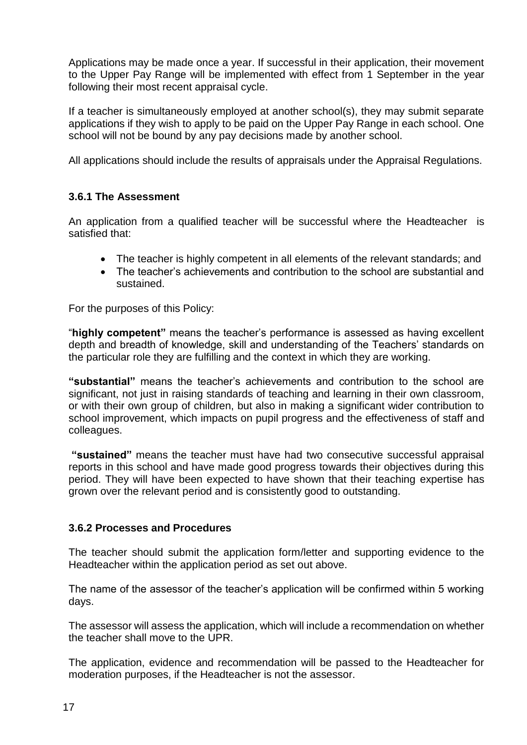Applications may be made once a year. If successful in their application, their movement to the Upper Pay Range will be implemented with effect from 1 September in the year following their most recent appraisal cycle.

If a teacher is simultaneously employed at another school(s), they may submit separate applications if they wish to apply to be paid on the Upper Pay Range in each school. One school will not be bound by any pay decisions made by another school.

All applications should include the results of appraisals under the Appraisal Regulations.

### 3.6.1 The Assessment

An application from a qualified teacher will be successful where the Headteacher is satisfied that:

- The teacher is highly competent in all elements of the relevant standards; and
- The teacher's achievements and contribution to the school are substantial and sustained.

For the purposes of this Policy:

"**highly competent"** means the teacher's performance is assessed as having excellent depth and breadth of knowledge, skill and understanding of the Teachers' standards on the particular role they are fulfilling and the context in which they are working.

**"substantial"** means the teacher's achievements and contribution to the school are significant, not just in raising standards of teaching and learning in their own classroom, or with their own group of children, but also in making a significant wider contribution to school improvement, which impacts on pupil progress and the effectiveness of staff and colleagues.

**"sustained"** means the teacher must have had two consecutive successful appraisal reports in this school and have made good progress towards their objectives during this period. They will have been expected to have shown that their teaching expertise has grown over the relevant period and is consistently good to outstanding.

### 3.6.2 Processes and Procedures

The teacher should submit the application form/letter and supporting evidence to the Headteacher within the application period as set out above.

The name of the assessor of the teacher's application will be confirmed within 5 working days.

The assessor will assess the application, which will include a recommendation on whether the teacher shall move to the UPR.

The application, evidence and recommendation will be passed to the Headteacher for moderation purposes, if the Headteacher is not the assessor.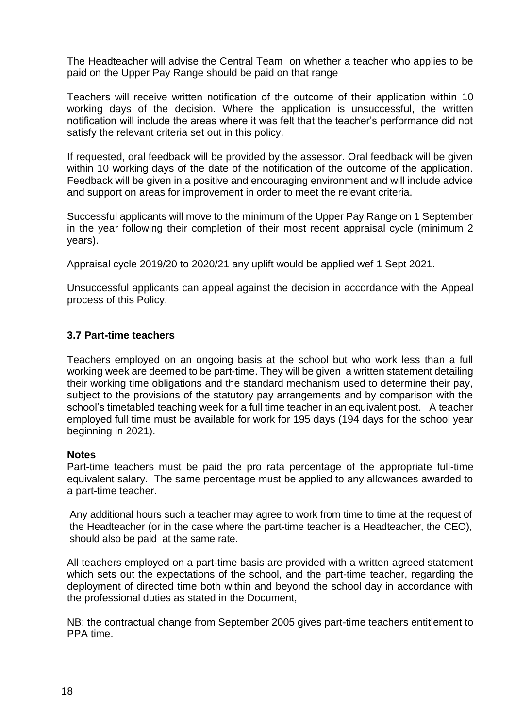The Headteacher will advise the Central Team on whether a teacher who applies to be paid on the Upper Pay Range should be paid on that range

Teachers will receive written notification of the outcome of their application within 10 working days of the decision. Where the application is unsuccessful, the written notification will include the areas where it was felt that the teacher's performance did not satisfy the relevant criteria set out in this policy.

If requested, oral feedback will be provided by the assessor. Oral feedback will be given within 10 working days of the date of the notification of the outcome of the application. Feedback will be given in a positive and encouraging environment and will include advice and support on areas for improvement in order to meet the relevant criteria.

Successful applicants will move to the minimum of the Upper Pay Range on 1 September in the year following their completion of their most recent appraisal cycle (minimum 2 years).

Appraisal cycle 2019/20 to 2020/21 any uplift would be applied wef 1 Sept 2021.

Unsuccessful applicants can appeal against the decision in accordance with the Appeal process of this Policy.

### 3.7 Part-time teachers

Teachers employed on an ongoing basis at the school but who work less than a full working week are deemed to be part-time. They will be given a written statement detailing their working time obligations and the standard mechanism used to determine their pay, subject to the provisions of the statutory pay arrangements and by comparison with the school's timetabled teaching week for a full time teacher in an equivalent post. A teacher employed full time must be available for work for 195 days (194 days for the school year beginning in 2021).

**Notes**

Part-time teachers must be paid the pro rata percentage of the appropriate full-time equivalent salary. The same percentage must be applied to any allowances awarded to a part-time teacher.

Any additional hours such a teacher may agree to work from time to time at the request of the Headteacher (or in the case where the part-time teacher is a Headteacher, the CEO), should also be paid at the same rate.

All teachers employed on a part-time basis are provided with a written agreed statement which sets out the expectations of the school, and the part-time teacher, regarding the deployment of directed time both within and beyond the school day in accordance with the professional duties as stated in the Document,

NB: the contractual change from September 2005 gives part-time teachers entitlement to PPA time.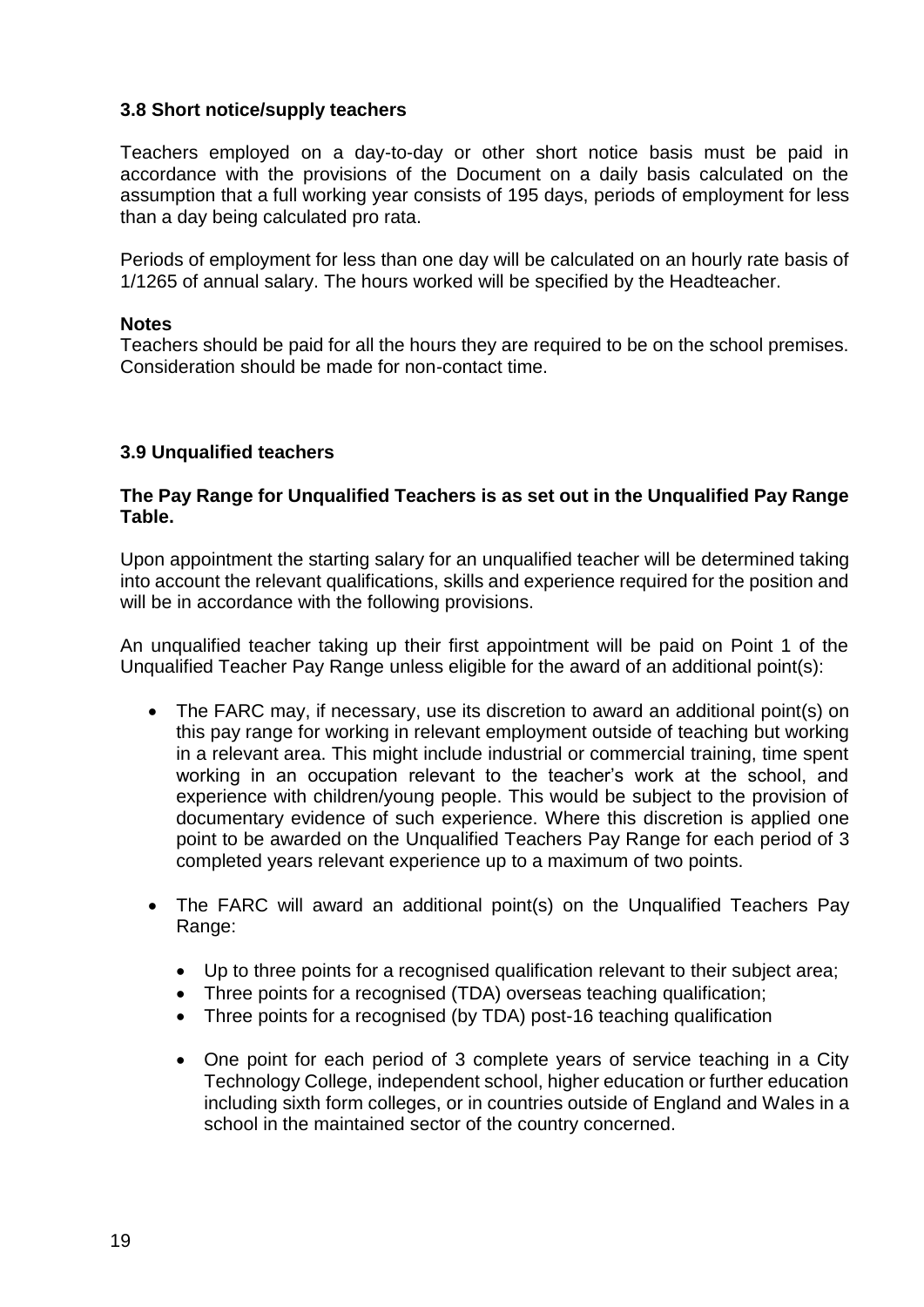### 3.8 Short notice/supply teachers

Teachers employed on a day-to-day or other short notice basis must be paid in accordance with the provisions of the Document on a daily basis calculated on the assumption that a full working year consists of 195 days, periods of employment for less than a day being calculated pro rata.

Periods of employment for less than one day will be calculated on an hourly rate basis of 1/1265 of annual salary. The hours worked will be specified by the Headteacher.

**Notes**
Teachers should be paid for all the hours they are required to be on the school premises. Consideration should be made for non-contact time.

### 3.9 Unqualified teachers

**The Pay Range for Unqualified Teachers is as set out in the Unqualified Pay Range Table.**

Upon appointment the starting salary for an unqualified teacher will be determined taking into account the relevant qualifications, skills and experience required for the position and will be in accordance with the following provisions.

An unqualified teacher taking up their first appointment will be paid on Point 1 of the Unqualified Teacher Pay Range unless eligible for the award of an additional point(s):

- The FARC may, if necessary, use its discretion to award an additional point(s) on this pay range for working in relevant employment outside of teaching but working in a relevant area. This might include industrial or commercial training, time spent working in an occupation relevant to the teacher's work at the school, and experience with children/young people. This would be subject to the provision of documentary evidence of such experience. Where this discretion is applied one point to be awarded on the Unqualified Teachers Pay Range for each period of 3 completed years relevant experience up to a maximum of two points.
- The FARC will award an additional point(s) on the Unqualified Teachers Pay Range:
    - Up to three points for a recognised qualification relevant to their subject area;
    - Three points for a recognised (TDA) overseas teaching qualification;
    - Three points for a recognised (by TDA) post-16 teaching qualification
    - One point for each period of 3 complete years of service teaching in a City Technology College, independent school, higher education or further education including sixth form colleges, or in countries outside of England and Wales in a school in the maintained sector of the country concerned.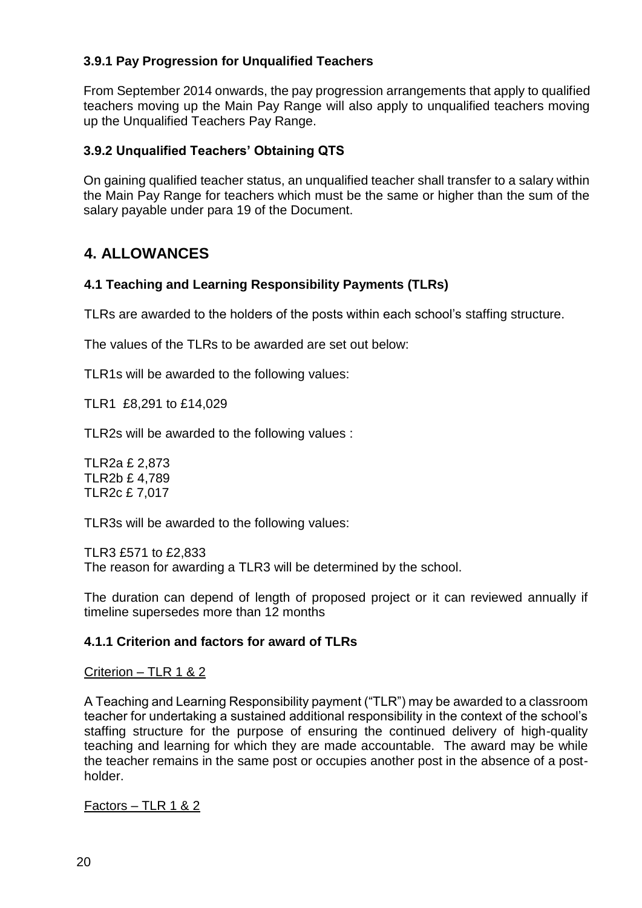### 3.9.1 Pay Progression for Unqualified Teachers

From September 2014 onwards, the pay progression arrangements that apply to qualified teachers moving up the Main Pay Range will also apply to unqualified teachers moving up the Unqualified Teachers Pay Range.

### 3.9.2 Unqualified Teachers' Obtaining QTS

On gaining qualified teacher status, an unqualified teacher shall transfer to a salary within the Main Pay Range for teachers which must be the same or higher than the sum of the salary payable under para 19 of the Document.

## 4. ALLOWANCES

### 4.1 Teaching and Learning Responsibility Payments (TLRs)

TLRs are awarded to the holders of the posts within each school's staffing structure.

The values of the TLRs to be awarded are set out below:

TLR1s will be awarded to the following values:

TLR1 £8,291 to £14,029

TLR2s will be awarded to the following values :

TLR2a £ 2,873
TLR2b £ 4,789
TLR2c £ 7,017

TLR3s will be awarded to the following values:

TLR3 £571 to £2,833
The reason for awarding a TLR3 will be determined by the school.

The duration can depend of length of proposed project or it can reviewed annually if timeline supersedes more than 12 months

### 4.1.1 Criterion and factors for award of TLRs

Criterion – TLR 1 & 2

A Teaching and Learning Responsibility payment ("TLR") may be awarded to a classroom teacher for undertaking a sustained additional responsibility in the context of the school's staffing structure for the purpose of ensuring the continued delivery of high-quality teaching and learning for which they are made accountable. The award may be while the teacher remains in the same post or occupies another post in the absence of a post-holder.

Factors – TLR 1 & 2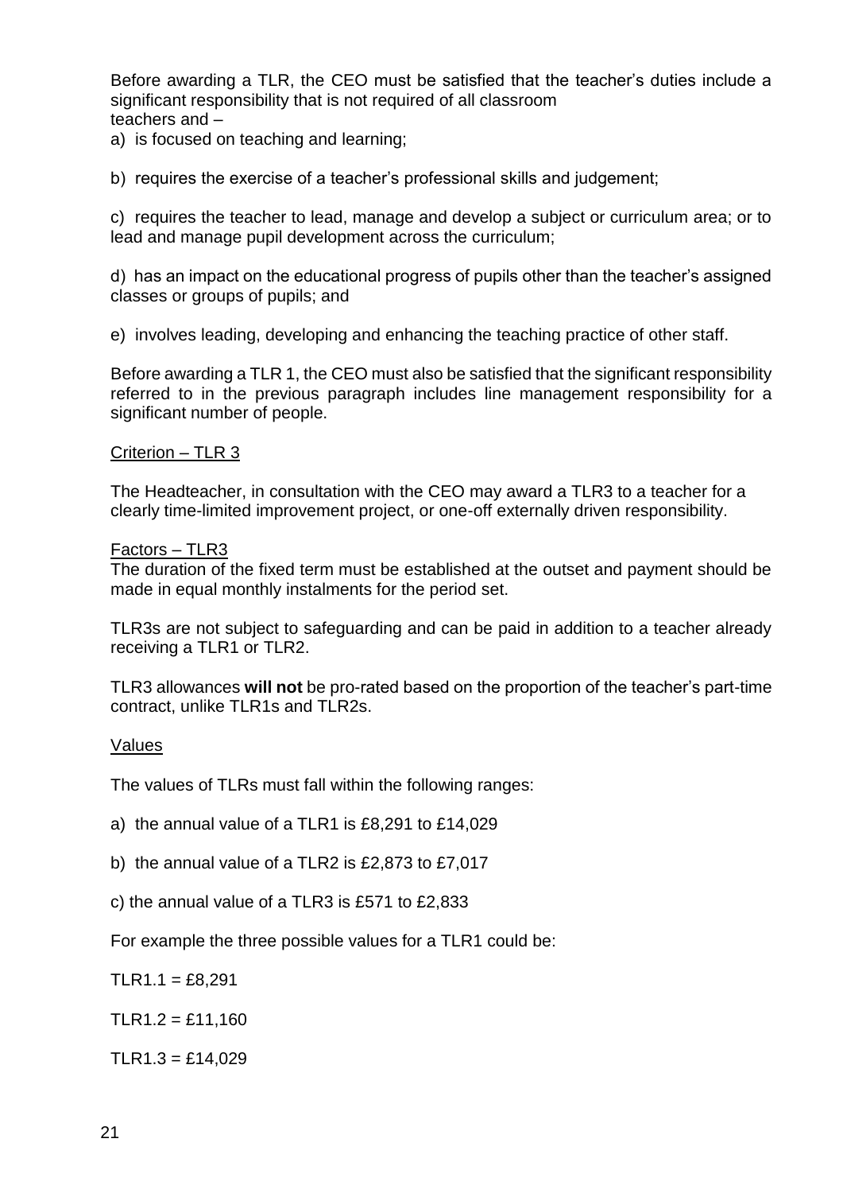Before awarding a TLR, the CEO must be satisfied that the teacher's duties include a significant responsibility that is not required of all classroom teachers and –

a) is focused on teaching and learning;

b) requires the exercise of a teacher's professional skills and judgement;

c) requires the teacher to lead, manage and develop a subject or curriculum area; or to lead and manage pupil development across the curriculum;

d) has an impact on the educational progress of pupils other than the teacher's assigned classes or groups of pupils; and

e) involves leading, developing and enhancing the teaching practice of other staff.

Before awarding a TLR 1, the CEO must also be satisfied that the significant responsibility referred to in the previous paragraph includes line management responsibility for a significant number of people.

Criterion – TLR 3

The Headteacher, in consultation with the CEO may award a TLR3 to a teacher for a clearly time-limited improvement project, or one-off externally driven responsibility.

Factors – TLR3

The duration of the fixed term must be established at the outset and payment should be made in equal monthly instalments for the period set.

TLR3s are not subject to safeguarding and can be paid in addition to a teacher already receiving a TLR1 or TLR2.

TLR3 allowances **will not** be pro-rated based on the proportion of the teacher's part-time contract, unlike TLR1s and TLR2s.

Values

The values of TLRs must fall within the following ranges:

a) the annual value of a TLR1 is £8,291 to £14,029

b) the annual value of a TLR2 is £2,873 to £7,017

c) the annual value of a TLR3 is £571 to £2,833

For example the three possible values for a TLR1 could be:

TLR1.1 = £8,291

TLR1.2 = £11,160

TLR1.3 = £14,029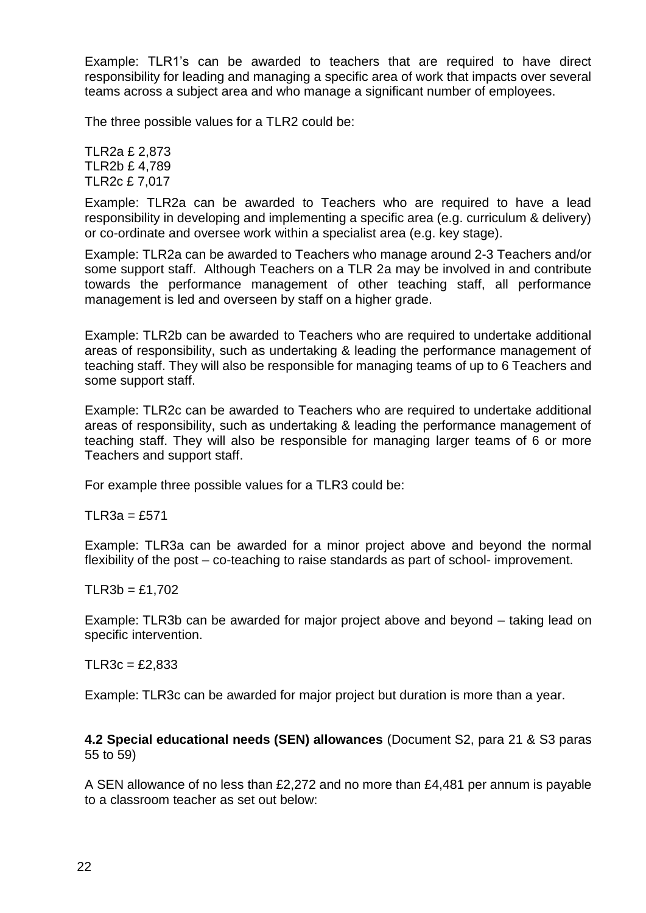Example: TLR1's can be awarded to teachers that are required to have direct responsibility for leading and managing a specific area of work that impacts over several teams across a subject area and who manage a significant number of employees.

The three possible values for a TLR2 could be:

TLR2a £ 2,873
TLR2b £ 4,789
TLR2c £ 7,017

Example: TLR2a can be awarded to Teachers who are required to have a lead responsibility in developing and implementing a specific area (e.g. curriculum & delivery) or co-ordinate and oversee work within a specialist area (e.g. key stage).

Example: TLR2a can be awarded to Teachers who manage around 2-3 Teachers and/or some support staff. Although Teachers on a TLR 2a may be involved in and contribute towards the performance management of other teaching staff, all performance management is led and overseen by staff on a higher grade.

Example: TLR2b can be awarded to Teachers who are required to undertake additional areas of responsibility, such as undertaking & leading the performance management of teaching staff. They will also be responsible for managing teams of up to 6 Teachers and some support staff.

Example: TLR2c can be awarded to Teachers who are required to undertake additional areas of responsibility, such as undertaking & leading the performance management of teaching staff. They will also be responsible for managing larger teams of 6 or more Teachers and support staff.

For example three possible values for a TLR3 could be:

TLR3a = £571

Example: TLR3a can be awarded for a minor project above and beyond the normal flexibility of the post – co-teaching to raise standards as part of school- improvement.

TLR3b = £1,702

Example: TLR3b can be awarded for major project above and beyond – taking lead on specific intervention.

TLR3c = £2,833

Example: TLR3c can be awarded for major project but duration is more than a year.

**4.2 Special educational needs (SEN) allowances** (Document S2, para 21 & S3 paras 55 to 59)

A SEN allowance of no less than £2,272 and no more than £4,481 per annum is payable to a classroom teacher as set out below: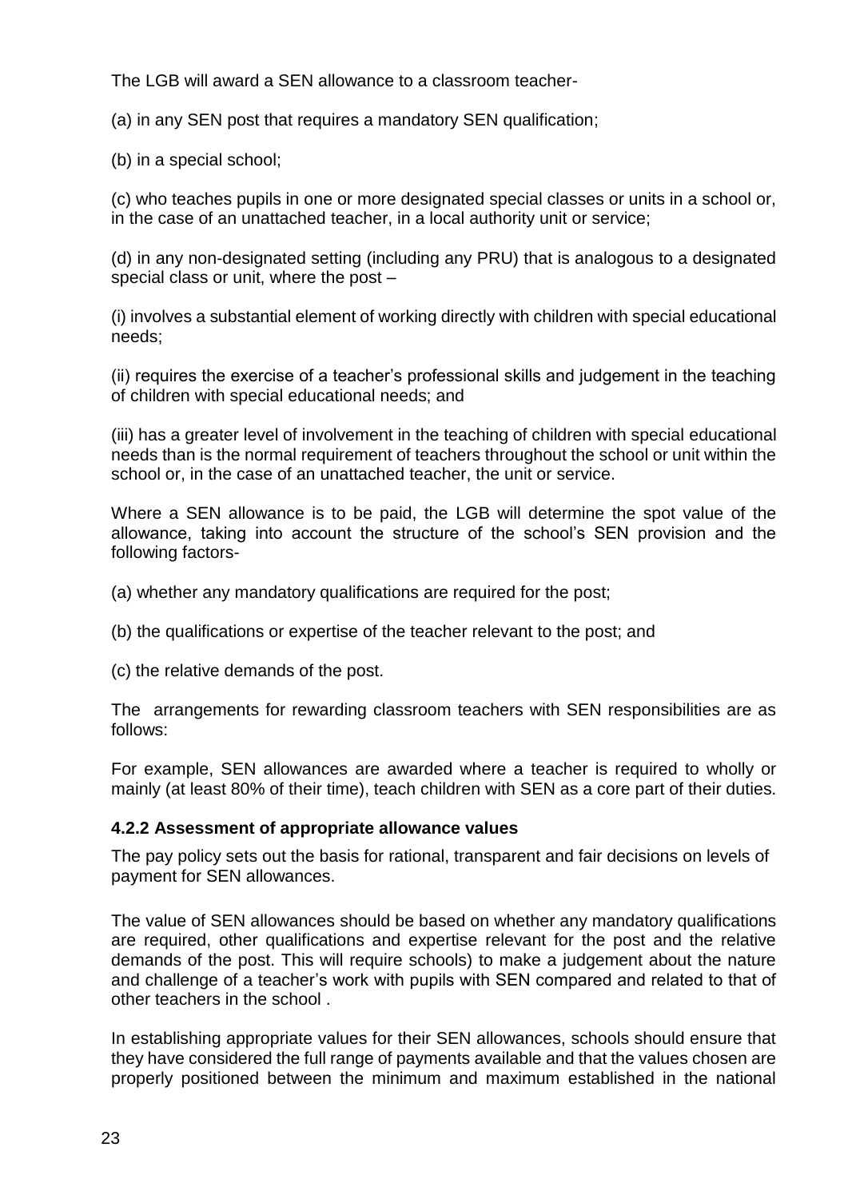The LGB will award a SEN allowance to a classroom teacher-

(a) in any SEN post that requires a mandatory SEN qualification;

(b) in a special school;

(c) who teaches pupils in one or more designated special classes or units in a school or, in the case of an unattached teacher, in a local authority unit or service;

(d) in any non-designated setting (including any PRU) that is analogous to a designated special class or unit, where the post –

(i) involves a substantial element of working directly with children with special educational needs;

(ii) requires the exercise of a teacher's professional skills and judgement in the teaching of children with special educational needs; and

(iii) has a greater level of involvement in the teaching of children with special educational needs than is the normal requirement of teachers throughout the school or unit within the school or, in the case of an unattached teacher, the unit or service.

Where a SEN allowance is to be paid, the LGB will determine the spot value of the allowance, taking into account the structure of the school's SEN provision and the following factors-

(a) whether any mandatory qualifications are required for the post;

(b) the qualifications or expertise of the teacher relevant to the post; and

(c) the relative demands of the post.

The arrangements for rewarding classroom teachers with SEN responsibilities are as follows:

For example, SEN allowances are awarded where a teacher is required to wholly or mainly (at least 80% of their time), teach children with SEN as a core part of their duties.

### 4.2.2 Assessment of appropriate allowance values

The pay policy sets out the basis for rational, transparent and fair decisions on levels of payment for SEN allowances.

The value of SEN allowances should be based on whether any mandatory qualifications are required, other qualifications and expertise relevant for the post and the relative demands of the post. This will require schools) to make a judgement about the nature and challenge of a teacher's work with pupils with SEN compared and related to that of other teachers in the school .

In establishing appropriate values for their SEN allowances, schools should ensure that they have considered the full range of payments available and that the values chosen are properly positioned between the minimum and maximum established in the national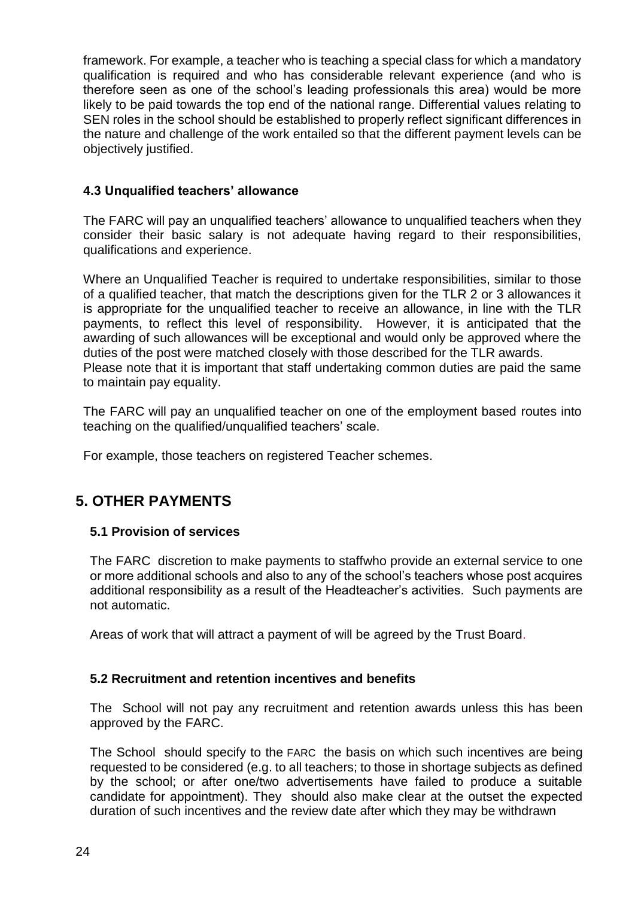framework. For example, a teacher who is teaching a special class for which a mandatory qualification is required and who has considerable relevant experience (and who is therefore seen as one of the school's leading professionals this area) would be more likely to be paid towards the top end of the national range. Differential values relating to SEN roles in the school should be established to properly reflect significant differences in the nature and challenge of the work entailed so that the different payment levels can be objectively justified.

### 4.3 Unqualified teachers' allowance

The FARC will pay an unqualified teachers' allowance to unqualified teachers when they consider their basic salary is not adequate having regard to their responsibilities, qualifications and experience.

Where an Unqualified Teacher is required to undertake responsibilities, similar to those of a qualified teacher, that match the descriptions given for the TLR 2 or 3 allowances it is appropriate for the unqualified teacher to receive an allowance, in line with the TLR payments, to reflect this level of responsibility. However, it is anticipated that the awarding of such allowances will be exceptional and would only be approved where the duties of the post were matched closely with those described for the TLR awards.
Please note that it is important that staff undertaking common duties are paid the same to maintain pay equality.

The FARC will pay an unqualified teacher on one of the employment based routes into teaching on the qualified/unqualified teachers' scale.

For example, those teachers on registered Teacher schemes.

## 5. OTHER PAYMENTS

### 5.1 Provision of services

The FARC discretion to make payments to staffwho provide an external service to one or more additional schools and also to any of the school's teachers whose post acquires additional responsibility as a result of the Headteacher's activities. Such payments are not automatic.

Areas of work that will attract a payment of will be agreed by the Trust Board.

### 5.2 Recruitment and retention incentives and benefits

The School will not pay any recruitment and retention awards unless this has been approved by the FARC.

The School should specify to the FARC the basis on which such incentives are being requested to be considered (e.g. to all teachers; to those in shortage subjects as defined by the school; or after one/two advertisements have failed to produce a suitable candidate for appointment). They should also make clear at the outset the expected duration of such incentives and the review date after which they may be withdrawn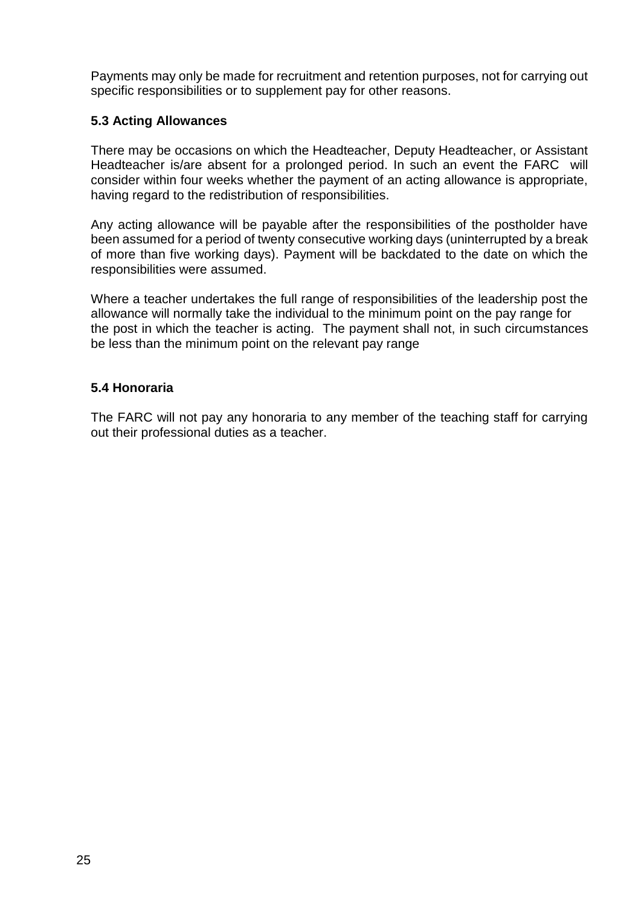Payments may only be made for recruitment and retention purposes, not for carrying out specific responsibilities or to supplement pay for other reasons.

### 5.3 Acting Allowances

There may be occasions on which the Headteacher, Deputy Headteacher, or Assistant Headteacher is/are absent for a prolonged period. In such an event the FARC will consider within four weeks whether the payment of an acting allowance is appropriate, having regard to the redistribution of responsibilities.

Any acting allowance will be payable after the responsibilities of the postholder have been assumed for a period of twenty consecutive working days (uninterrupted by a break of more than five working days). Payment will be backdated to the date on which the responsibilities were assumed.

Where a teacher undertakes the full range of responsibilities of the leadership post the allowance will normally take the individual to the minimum point on the pay range for the post in which the teacher is acting. The payment shall not, in such circumstances be less than the minimum point on the relevant pay range

### 5.4 Honoraria

The FARC will not pay any honoraria to any member of the teaching staff for carrying out their professional duties as a teacher.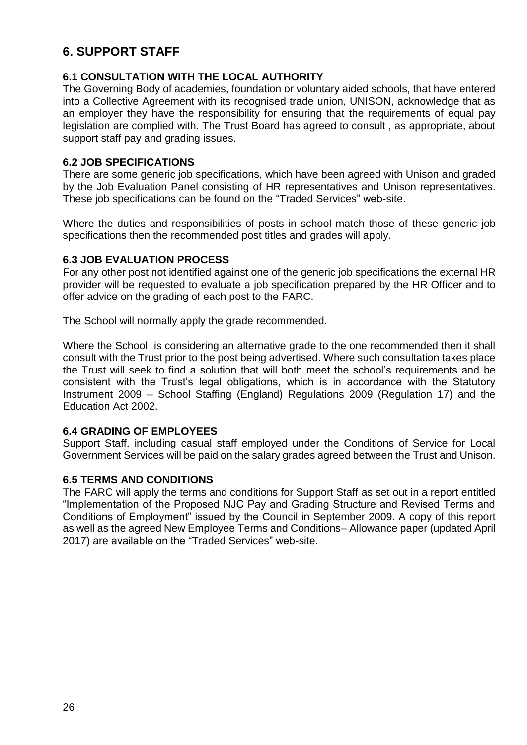# 6. SUPPORT STAFF

### 6.1 CONSULTATION WITH THE LOCAL AUTHORITY

The Governing Body of academies, foundation or voluntary aided schools, that have entered into a Collective Agreement with its recognised trade union, UNISON, acknowledge that as an employer they have the responsibility for ensuring that the requirements of equal pay legislation are complied with. The Trust Board has agreed to consult , as appropriate, about support staff pay and grading issues.

### 6.2 JOB SPECIFICATIONS

There are some generic job specifications, which have been agreed with Unison and graded by the Job Evaluation Panel consisting of HR representatives and Unison representatives. These job specifications can be found on the "Traded Services" web-site.

Where the duties and responsibilities of posts in school match those of these generic job specifications then the recommended post titles and grades will apply.

### 6.3 JOB EVALUATION PROCESS

For any other post not identified against one of the generic job specifications the external HR provider will be requested to evaluate a job specification prepared by the HR Officer and to offer advice on the grading of each post to the FARC.

The School will normally apply the grade recommended.

Where the School is considering an alternative grade to the one recommended then it shall consult with the Trust prior to the post being advertised. Where such consultation takes place the Trust will seek to find a solution that will both meet the school's requirements and be consistent with the Trust's legal obligations, which is in accordance with the Statutory Instrument 2009 – School Staffing (England) Regulations 2009 (Regulation 17) and the Education Act 2002.

### 6.4 GRADING OF EMPLOYEES

Support Staff, including casual staff employed under the Conditions of Service for Local Government Services will be paid on the salary grades agreed between the Trust and Unison.

### 6.5 TERMS AND CONDITIONS

The FARC will apply the terms and conditions for Support Staff as set out in a report entitled "Implementation of the Proposed NJC Pay and Grading Structure and Revised Terms and Conditions of Employment" issued by the Council in September 2009. A copy of this report as well as the agreed New Employee Terms and Conditions– Allowance paper (updated April 2017) are available on the "Traded Services" web-site.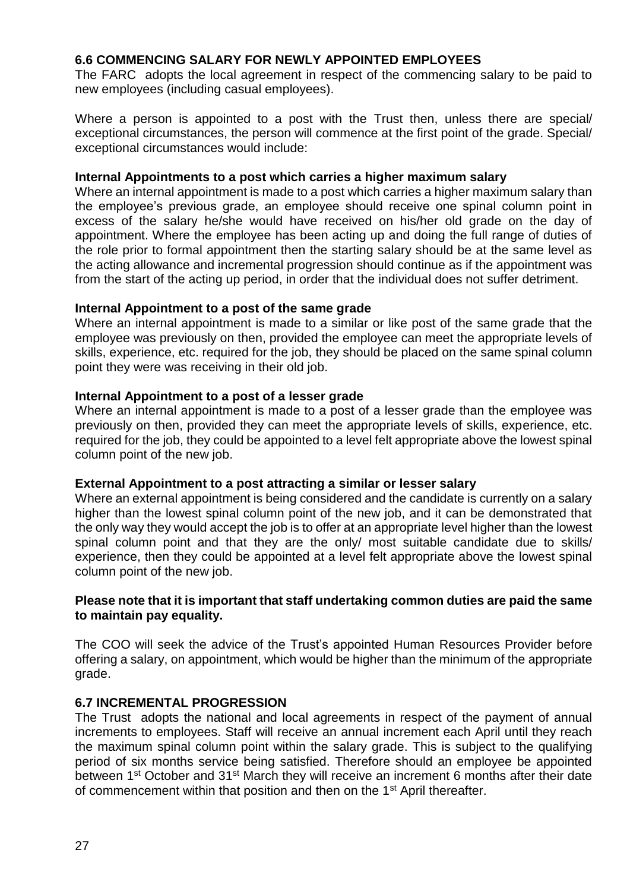## 6.6 COMMENCING SALARY FOR NEWLY APPOINTED EMPLOYEES

The FARC adopts the local agreement in respect of the commencing salary to be paid to new employees (including casual employees).

Where a person is appointed to a post with the Trust then, unless there are special/ exceptional circumstances, the person will commence at the first point of the grade. Special/ exceptional circumstances would include:

**Internal Appointments to a post which carries a higher maximum salary**

Where an internal appointment is made to a post which carries a higher maximum salary than the employee's previous grade, an employee should receive one spinal column point in excess of the salary he/she would have received on his/her old grade on the day of appointment. Where the employee has been acting up and doing the full range of duties of the role prior to formal appointment then the starting salary should be at the same level as the acting allowance and incremental progression should continue as if the appointment was from the start of the acting up period, in order that the individual does not suffer detriment.

**Internal Appointment to a post of the same grade**

Where an internal appointment is made to a similar or like post of the same grade that the employee was previously on then, provided the employee can meet the appropriate levels of skills, experience, etc. required for the job, they should be placed on the same spinal column point they were was receiving in their old job.

**Internal Appointment to a post of a lesser grade**

Where an internal appointment is made to a post of a lesser grade than the employee was previously on then, provided they can meet the appropriate levels of skills, experience, etc. required for the job, they could be appointed to a level felt appropriate above the lowest spinal column point of the new job.

**External Appointment to a post attracting a similar or lesser salary**

Where an external appointment is being considered and the candidate is currently on a salary higher than the lowest spinal column point of the new job, and it can be demonstrated that the only way they would accept the job is to offer at an appropriate level higher than the lowest spinal column point and that they are the only/ most suitable candidate due to skills/ experience, then they could be appointed at a level felt appropriate above the lowest spinal column point of the new job.

**Please note that it is important that staff undertaking common duties are paid the same to maintain pay equality.**

The COO will seek the advice of the Trust's appointed Human Resources Provider before offering a salary, on appointment, which would be higher than the minimum of the appropriate grade.

## 6.7 INCREMENTAL PROGRESSION

The Trust adopts the national and local agreements in respect of the payment of annual increments to employees. Staff will receive an annual increment each April until they reach the maximum spinal column point within the salary grade. This is subject to the qualifying period of six months service being satisfied. Therefore should an employee be appointed between 1st October and 31st March they will receive an increment 6 months after their date of commencement within that position and then on the 1st April thereafter.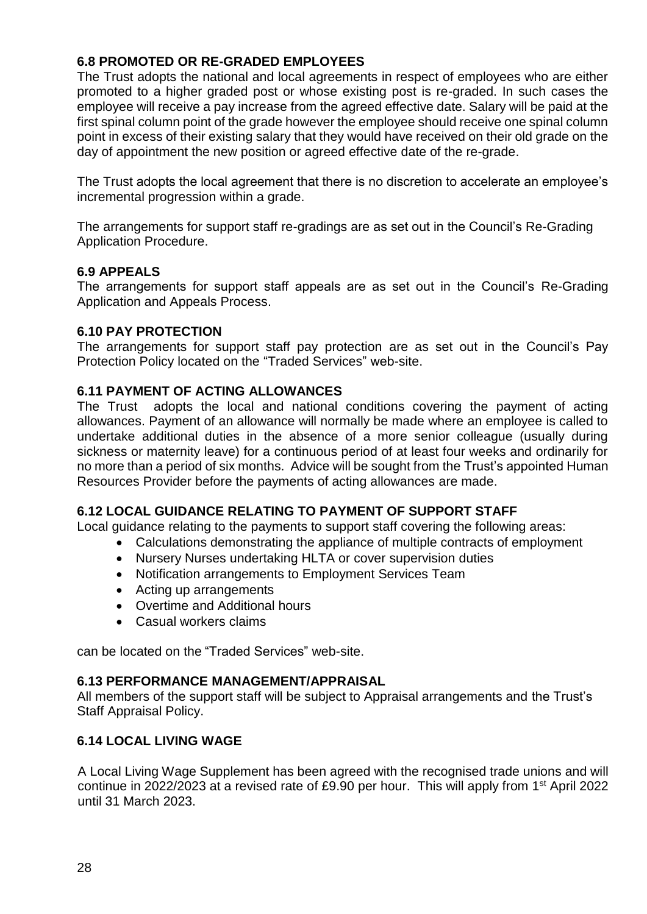### 6.8 PROMOTED OR RE-GRADED EMPLOYEES

The Trust adopts the national and local agreements in respect of employees who are either promoted to a higher graded post or whose existing post is re-graded. In such cases the employee will receive a pay increase from the agreed effective date. Salary will be paid at the first spinal column point of the grade however the employee should receive one spinal column point in excess of their existing salary that they would have received on their old grade on the day of appointment the new position or agreed effective date of the re-grade.

The Trust adopts the local agreement that there is no discretion to accelerate an employee's incremental progression within a grade.

The arrangements for support staff re-gradings are as set out in the Council's Re-Grading Application Procedure.

### 6.9 APPEALS

The arrangements for support staff appeals are as set out in the Council's Re-Grading Application and Appeals Process.

### 6.10 PAY PROTECTION

The arrangements for support staff pay protection are as set out in the Council's Pay Protection Policy located on the "Traded Services" web-site.

### 6.11 PAYMENT OF ACTING ALLOWANCES

The Trust adopts the local and national conditions covering the payment of acting allowances. Payment of an allowance will normally be made where an employee is called to undertake additional duties in the absence of a more senior colleague (usually during sickness or maternity leave) for a continuous period of at least four weeks and ordinarily for no more than a period of six months. Advice will be sought from the Trust's appointed Human Resources Provider before the payments of acting allowances are made.

### 6.12 LOCAL GUIDANCE RELATING TO PAYMENT OF SUPPORT STAFF

Local guidance relating to the payments to support staff covering the following areas:

- Calculations demonstrating the appliance of multiple contracts of employment
- Nursery Nurses undertaking HLTA or cover supervision duties
- Notification arrangements to Employment Services Team
- Acting up arrangements
- Overtime and Additional hours
- Casual workers claims

can be located on the "Traded Services" web-site.

### 6.13 PERFORMANCE MANAGEMENT/APPRAISAL

All members of the support staff will be subject to Appraisal arrangements and the Trust's Staff Appraisal Policy.

### 6.14 LOCAL LIVING WAGE

A Local Living Wage Supplement has been agreed with the recognised trade unions and will continue in 2022/2023 at a revised rate of £9.90 per hour. This will apply from 1st April 2022 until 31 March 2023.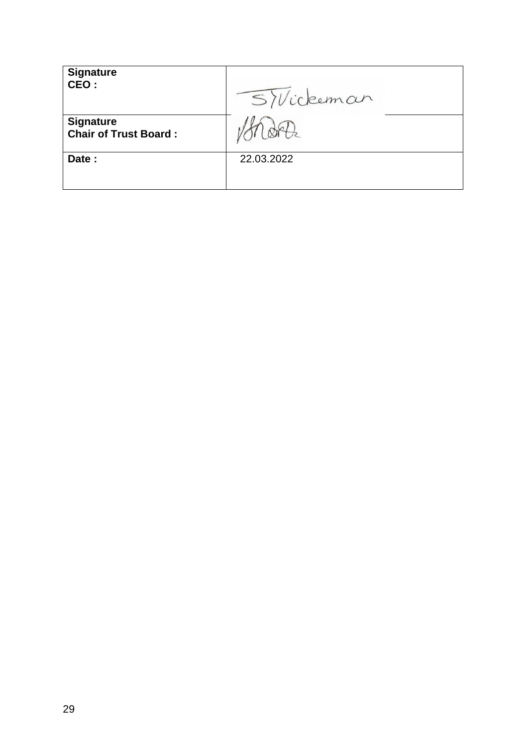| **Signature CEO :** | S Vickeman |
| --- | --- |
| **Signature Chair of Trust Board :** | |
| **Date :** | 22.03.2022 |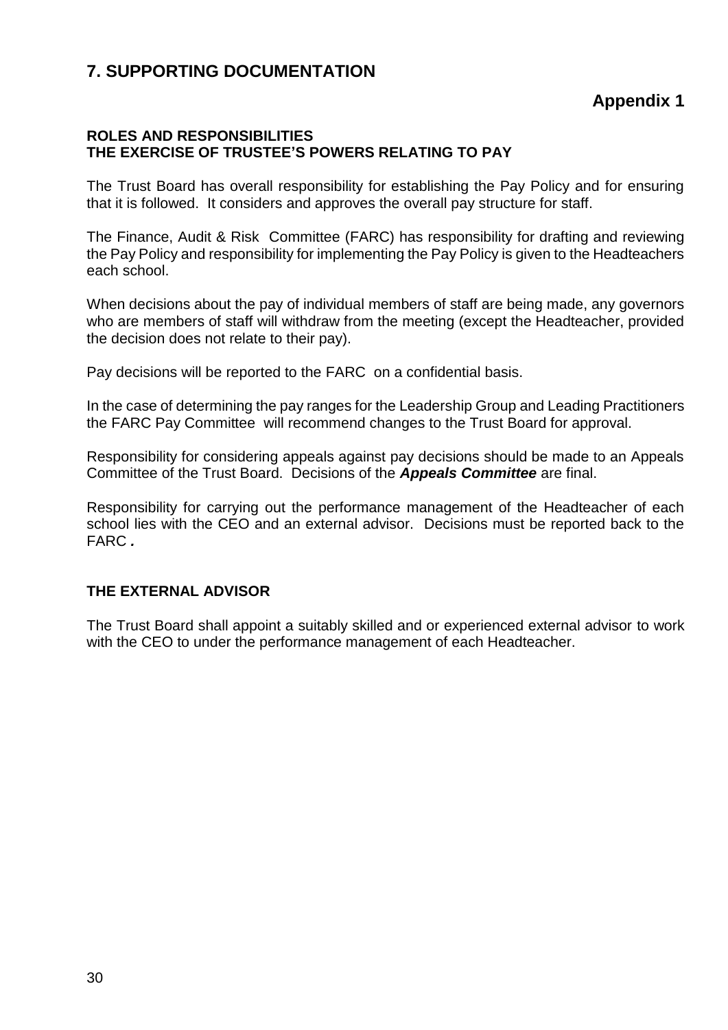## 7. SUPPORTING DOCUMENTATION

### Appendix 1

**ROLES AND RESPONSIBILITIES**
**THE EXERCISE OF TRUSTEE'S POWERS RELATING TO PAY**

The Trust Board has overall responsibility for establishing the Pay Policy and for ensuring that it is followed. It considers and approves the overall pay structure for staff.

The Finance, Audit & Risk Committee (FARC) has responsibility for drafting and reviewing the Pay Policy and responsibility for implementing the Pay Policy is given to the Headteachers each school.

When decisions about the pay of individual members of staff are being made, any governors who are members of staff will withdraw from the meeting (except the Headteacher, provided the decision does not relate to their pay).

Pay decisions will be reported to the FARC on a confidential basis.

In the case of determining the pay ranges for the Leadership Group and Leading Practitioners the FARC Pay Committee will recommend changes to the Trust Board for approval.

Responsibility for considering appeals against pay decisions should be made to an Appeals Committee of the Trust Board. Decisions of the ***Appeals Committee*** are final.

Responsibility for carrying out the performance management of the Headteacher of each school lies with the CEO and an external advisor. Decisions must be reported back to the FARC***.***

**THE EXTERNAL ADVISOR**

The Trust Board shall appoint a suitably skilled and or experienced external advisor to work with the CEO to under the performance management of each Headteacher.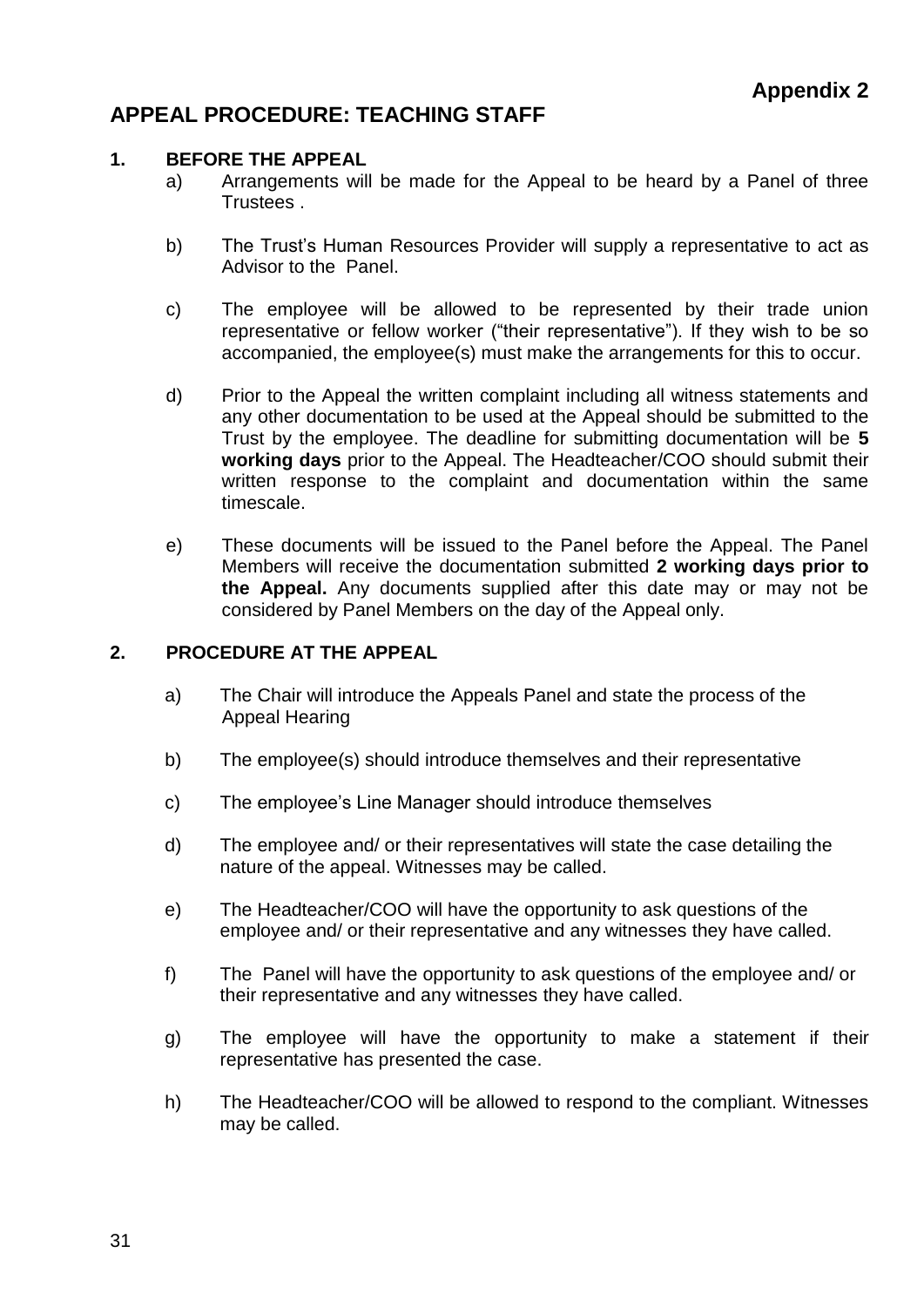**Appendix 2**

## APPEAL PROCEDURE: TEACHING STAFF

### 1. BEFORE THE APPEAL

a) Arrangements will be made for the Appeal to be heard by a Panel of three Trustees .

b) The Trust's Human Resources Provider will supply a representative to act as Advisor to the Panel.

c) The employee will be allowed to be represented by their trade union representative or fellow worker ("their representative"). If they wish to be so accompanied, the employee(s) must make the arrangements for this to occur.

d) Prior to the Appeal the written complaint including all witness statements and any other documentation to be used at the Appeal should be submitted to the Trust by the employee. The deadline for submitting documentation will be **5 working days** prior to the Appeal. The Headteacher/COO should submit their written response to the complaint and documentation within the same timescale.

e) These documents will be issued to the Panel before the Appeal. The Panel Members will receive the documentation submitted **2 working days prior to the Appeal.** Any documents supplied after this date may or may not be considered by Panel Members on the day of the Appeal only.

### 2. PROCEDURE AT THE APPEAL

a) The Chair will introduce the Appeals Panel and state the process of the Appeal Hearing

b) The employee(s) should introduce themselves and their representative

c) The employee's Line Manager should introduce themselves

d) The employee and/ or their representatives will state the case detailing the nature of the appeal. Witnesses may be called.

e) The Headteacher/COO will have the opportunity to ask questions of the employee and/ or their representative and any witnesses they have called.

f) The Panel will have the opportunity to ask questions of the employee and/ or their representative and any witnesses they have called.

g) The employee will have the opportunity to make a statement if their representative has presented the case.

h) The Headteacher/COO will be allowed to respond to the compliant. Witnesses may be called.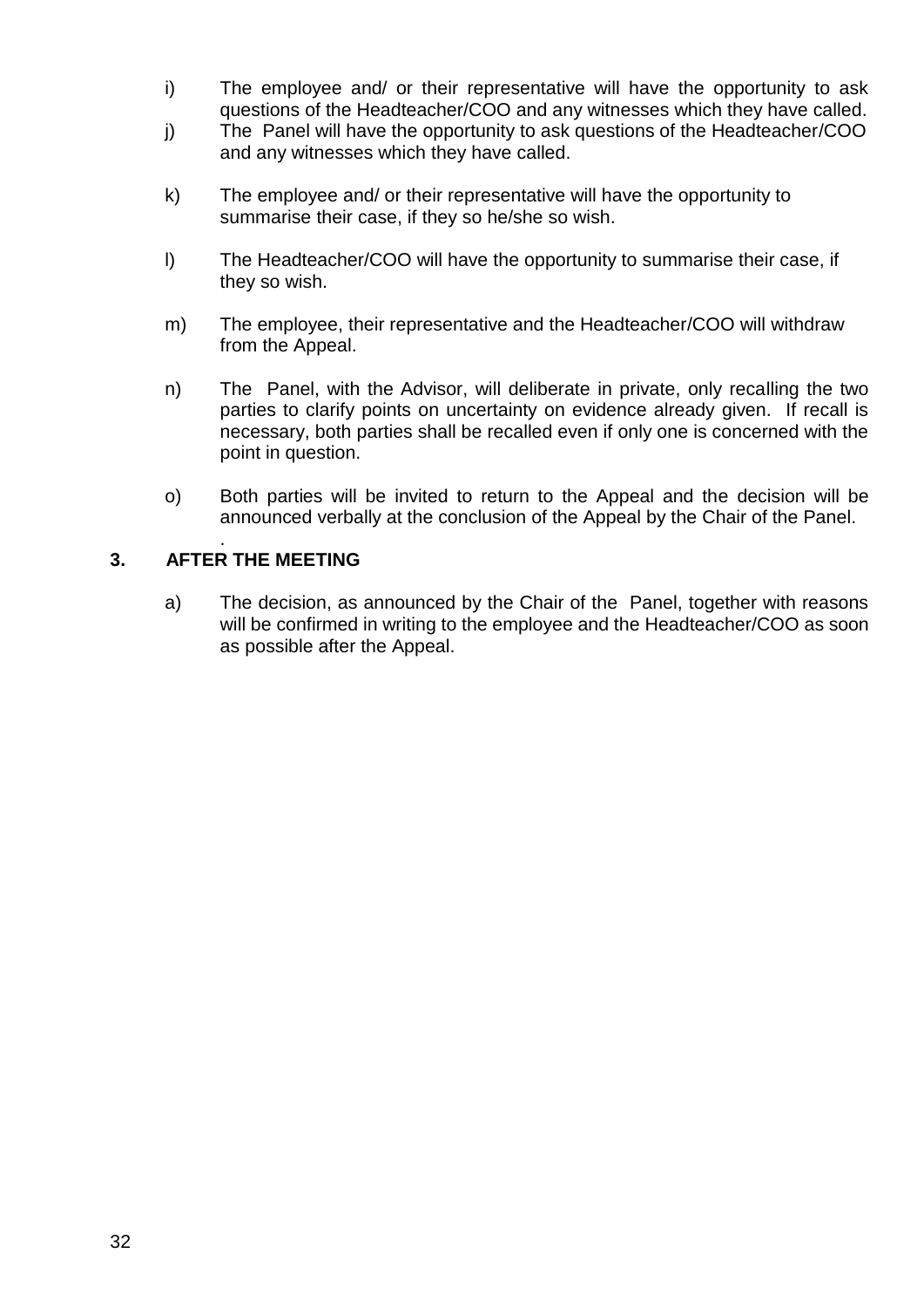i) The employee and/ or their representative will have the opportunity to ask questions of the Headteacher/COO and any witnesses which they have called.

j) The Panel will have the opportunity to ask questions of the Headteacher/COO and any witnesses which they have called.

k) The employee and/ or their representative will have the opportunity to summarise their case, if they so he/she so wish.

l) The Headteacher/COO will have the opportunity to summarise their case, if they so wish.

m) The employee, their representative and the Headteacher/COO will withdraw from the Appeal.

n) The Panel, with the Advisor, will deliberate in private, only recalling the two parties to clarify points on uncertainty on evidence already given. If recall is necessary, both parties shall be recalled even if only one is concerned with the point in question.

o) Both parties will be invited to return to the Appeal and the decision will be announced verbally at the conclusion of the Appeal by the Chair of the Panel.
.

**3. AFTER THE MEETING**

a) The decision, as announced by the Chair of the Panel, together with reasons will be confirmed in writing to the employee and the Headteacher/COO as soon as possible after the Appeal.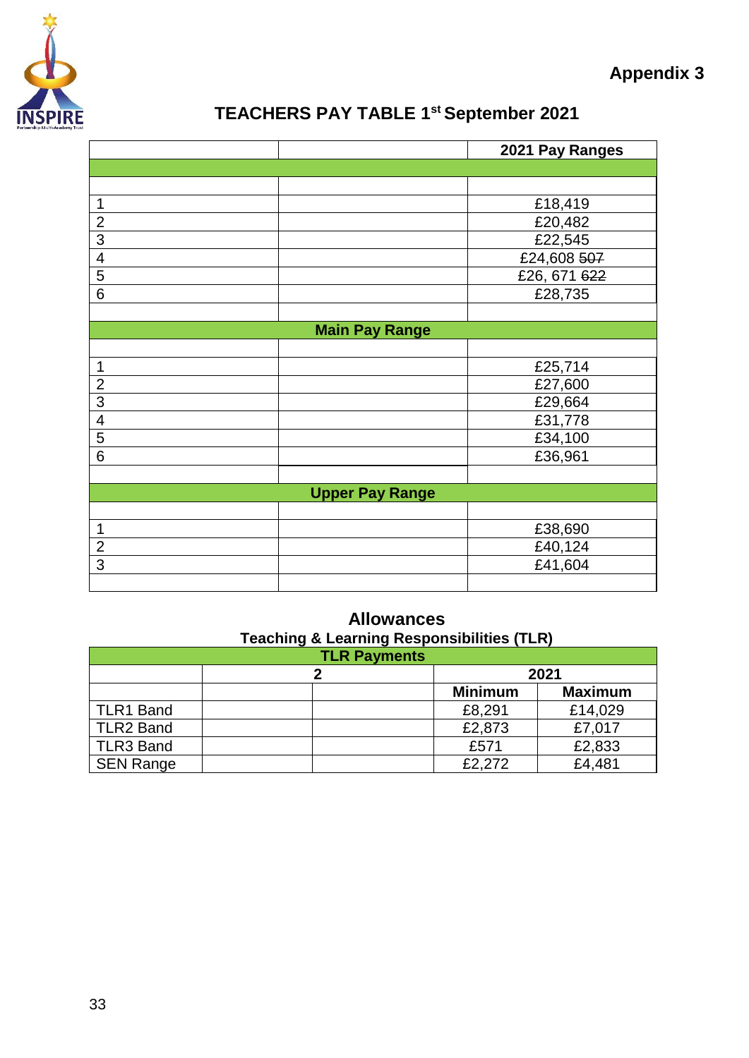Appendix 3

## TEACHERS PAY TABLE 1st September 2021

| | | 2021 Pay Ranges |
|---|---|---|
| | | |
| | | |
| 1 | | £18,419 |
| 2 | | £20,482 |
| 3 | | £22,545 |
| 4 | | £24,608 ~~507~~ |
| 5 | | £26, 671 ~~622~~ |
| 6 | | £28,735 |
| | | |
| **Main Pay Range** | | |
| | | |
| 1 | | £25,714 |
| 2 | | £27,600 |
| 3 | | £29,664 |
| 4 | | £31,778 |
| 5 | | £34,100 |
| 6 | | £36,961 |
| | | |
| **Upper Pay Range** | | |
| | | |
| 1 | | £38,690 |
| 2 | | £40,124 |
| 3 | | £41,604 |
| | | |

## Allowances

### Teaching & Learning Responsibilities (TLR)

| **TLR Payments** | | | | |
|---|---|---|---|---|
| | **2** | | **2021** | |
| | | | **Minimum** | **Maximum** |
| TLR1 Band | | | £8,291 | £14,029 |
| TLR2 Band | | | £2,873 | £7,017 |
| TLR3 Band | | | £571 | £2,833 |
| SEN Range | | | £2,272 | £4,481 |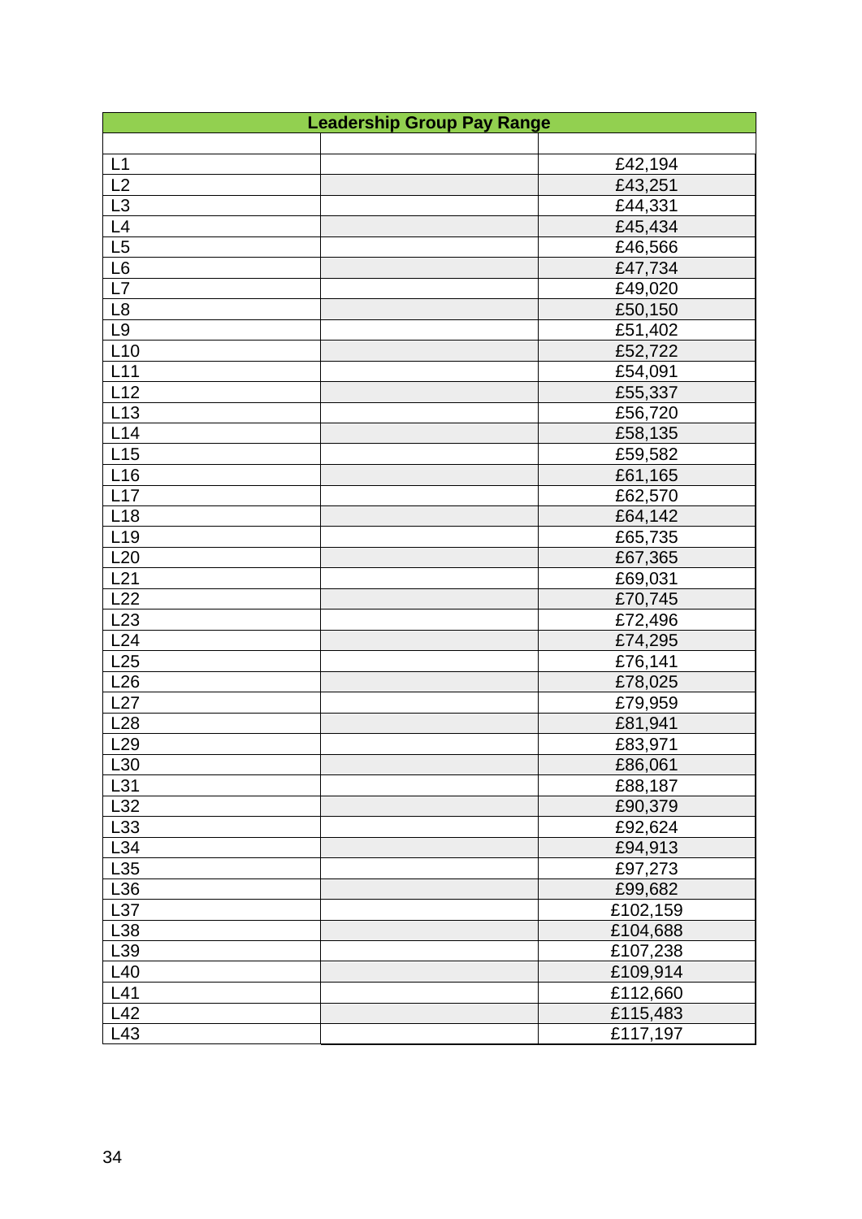| Leadership Group Pay Range | | |
|---|---|---|
| | | |
| L1 | | £42,194 |
| L2 | | £43,251 |
| L3 | | £44,331 |
| L4 | | £45,434 |
| L5 | | £46,566 |
| L6 | | £47,734 |
| L7 | | £49,020 |
| L8 | | £50,150 |
| L9 | | £51,402 |
| L10 | | £52,722 |
| L11 | | £54,091 |
| L12 | | £55,337 |
| L13 | | £56,720 |
| L14 | | £58,135 |
| L15 | | £59,582 |
| L16 | | £61,165 |
| L17 | | £62,570 |
| L18 | | £64,142 |
| L19 | | £65,735 |
| L20 | | £67,365 |
| L21 | | £69,031 |
| L22 | | £70,745 |
| L23 | | £72,496 |
| L24 | | £74,295 |
| L25 | | £76,141 |
| L26 | | £78,025 |
| L27 | | £79,959 |
| L28 | | £81,941 |
| L29 | | £83,971 |
| L30 | | £86,061 |
| L31 | | £88,187 |
| L32 | | £90,379 |
| L33 | | £92,624 |
| L34 | | £94,913 |
| L35 | | £97,273 |
| L36 | | £99,682 |
| L37 | | £102,159 |
| L38 | | £104,688 |
| L39 | | £107,238 |
| L40 | | £109,914 |
| L41 | | £112,660 |
| L42 | | £115,483 |
| L43 | | £117,197 |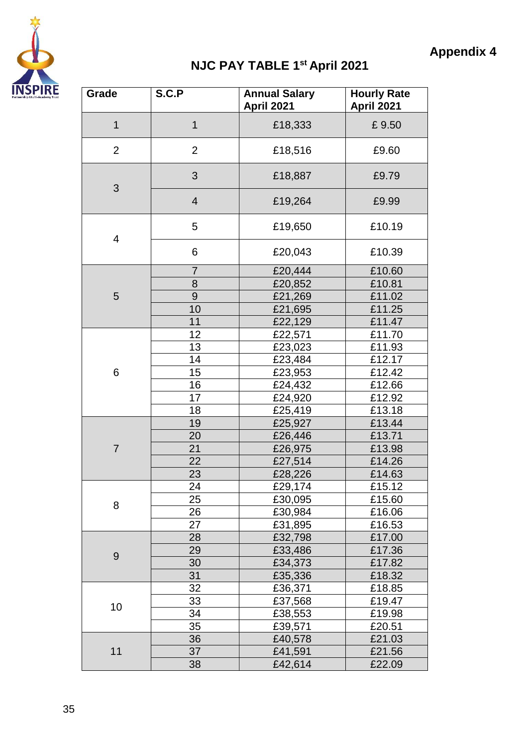**Appendix 4**

## NJC PAY TABLE 1st April 2021

| Grade | S.C.P | Annual Salary April 2021 | Hourly Rate April 2021 |
|---|---|---|---|
| 1 | 1 | £18,333 | £ 9.50 |
| 2 | 2 | £18,516 | £9.60 |
| 3 | 3 | £18,887 | £9.79 |
| | 4 | £19,264 | £9.99 |
| 4 | 5 | £19,650 | £10.19 |
| | 6 | £20,043 | £10.39 |
| 5 | 7 | £20,444 | £10.60 |
| | 8 | £20,852 | £10.81 |
| | 9 | £21,269 | £11.02 |
| | 10 | £21,695 | £11.25 |
| | 11 | £22,129 | £11.47 |
| 6 | 12 | £22,571 | £11.70 |
| | 13 | £23,023 | £11.93 |
| | 14 | £23,484 | £12.17 |
| | 15 | £23,953 | £12.42 |
| | 16 | £24,432 | £12.66 |
| | 17 | £24,920 | £12.92 |
| | 18 | £25,419 | £13.18 |
| 7 | 19 | £25,927 | £13.44 |
| | 20 | £26,446 | £13.71 |
| | 21 | £26,975 | £13.98 |
| | 22 | £27,514 | £14.26 |
| | 23 | £28,226 | £14.63 |
| 8 | 24 | £29,174 | £15.12 |
| | 25 | £30,095 | £15.60 |
| | 26 | £30,984 | £16.06 |
| | 27 | £31,895 | £16.53 |
| 9 | 28 | £32,798 | £17.00 |
| | 29 | £33,486 | £17.36 |
| | 30 | £34,373 | £17.82 |
| | 31 | £35,336 | £18.32 |
| 10 | 32 | £36,371 | £18.85 |
| | 33 | £37,568 | £19.47 |
| | 34 | £38,553 | £19.98 |
| | 35 | £39,571 | £20.51 |
| 11 | 36 | £40,578 | £21.03 |
| | 37 | £41,591 | £21.56 |
| | 38 | £42,614 | £22.09 |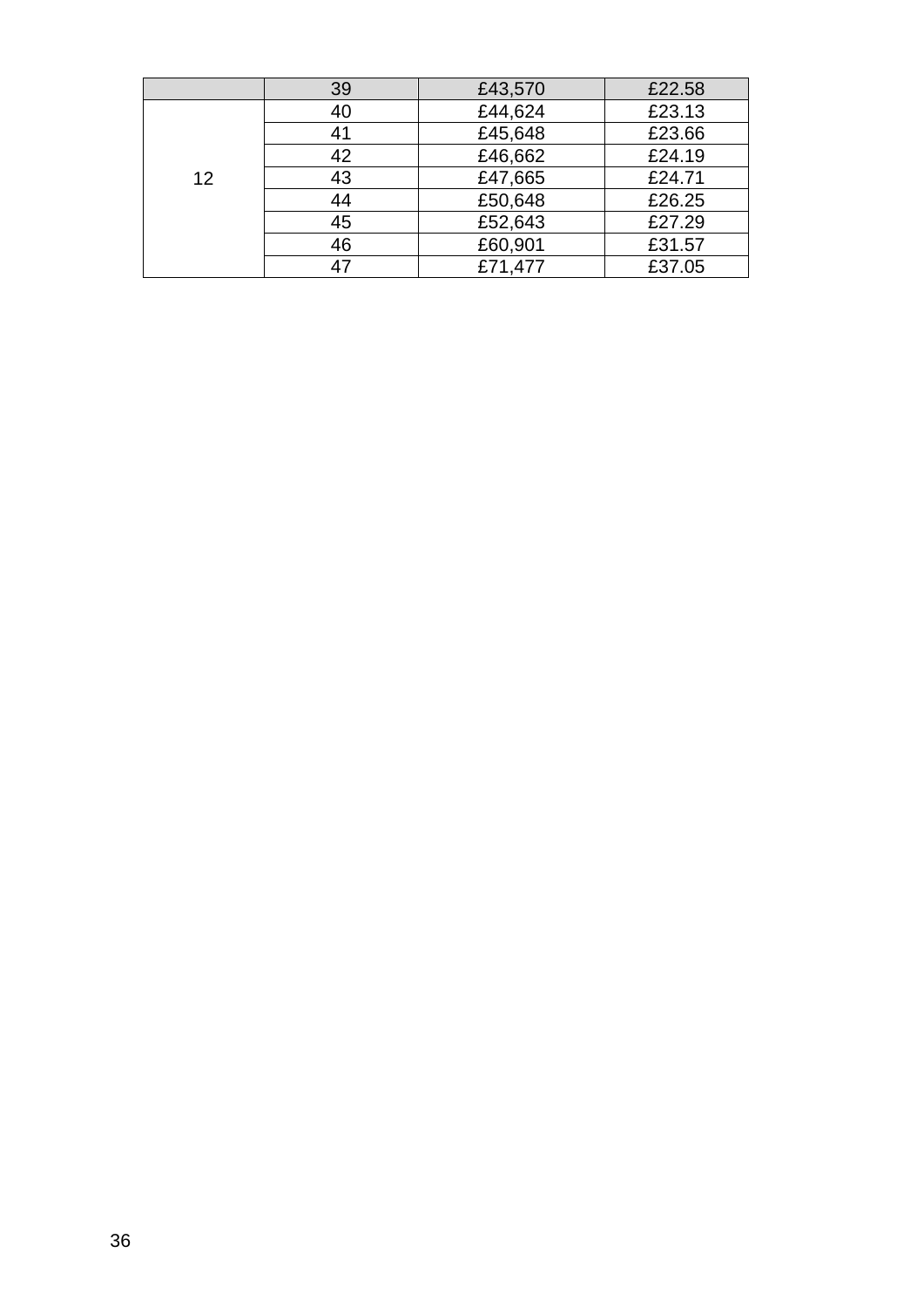| | | | |
|---|---|---|---|
| | 39 | £43,570 | £22.58 |
| 12 | 40 | £44,624 | £23.13 |
| | 41 | £45,648 | £23.66 |
| | 42 | £46,662 | £24.19 |
| | 43 | £47,665 | £24.71 |
| | 44 | £50,648 | £26.25 |
| | 45 | £52,643 | £27.29 |
| | 46 | £60,901 | £31.57 |
| | 47 | £71,477 | £37.05 |